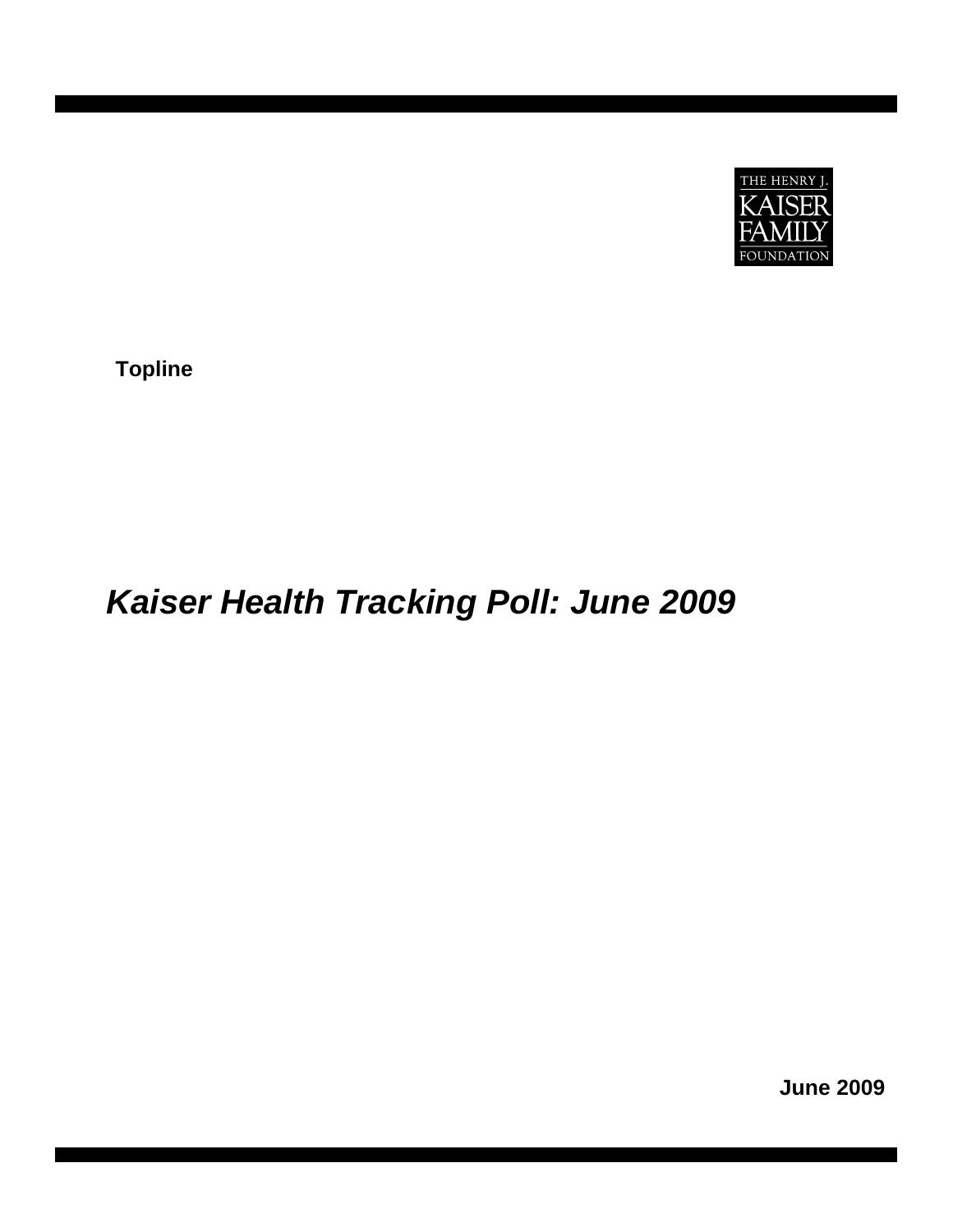THE HENRY J. KAISER FAMILY FOUNDATION

**Topline**

# *Kaiser Health Tracking Poll: June 2009*

**June 2009**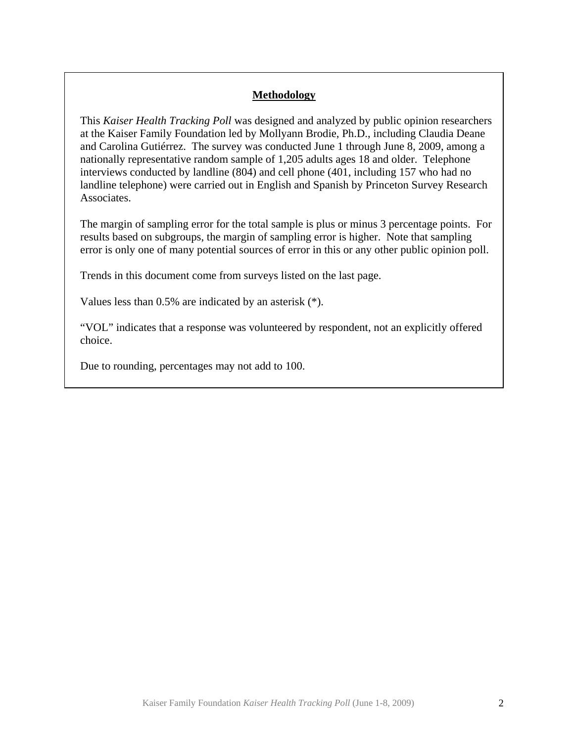## Methodology

This *Kaiser Health Tracking Poll* was designed and analyzed by public opinion researchers at the Kaiser Family Foundation led by Mollyann Brodie, Ph.D., including Claudia Deane and Carolina Gutiérrez. The survey was conducted June 1 through June 8, 2009, among a nationally representative random sample of 1,205 adults ages 18 and older. Telephone interviews conducted by landline (804) and cell phone (401, including 157 who had no landline telephone) were carried out in English and Spanish by Princeton Survey Research Associates.

The margin of sampling error for the total sample is plus or minus 3 percentage points. For results based on subgroups, the margin of sampling error is higher. Note that sampling error is only one of many potential sources of error in this or any other public opinion poll.

Trends in this document come from surveys listed on the last page.

Values less than 0.5% are indicated by an asterisk (*).

"VOL" indicates that a response was volunteered by respondent, not an explicitly offered choice.

Due to rounding, percentages may not add to 100.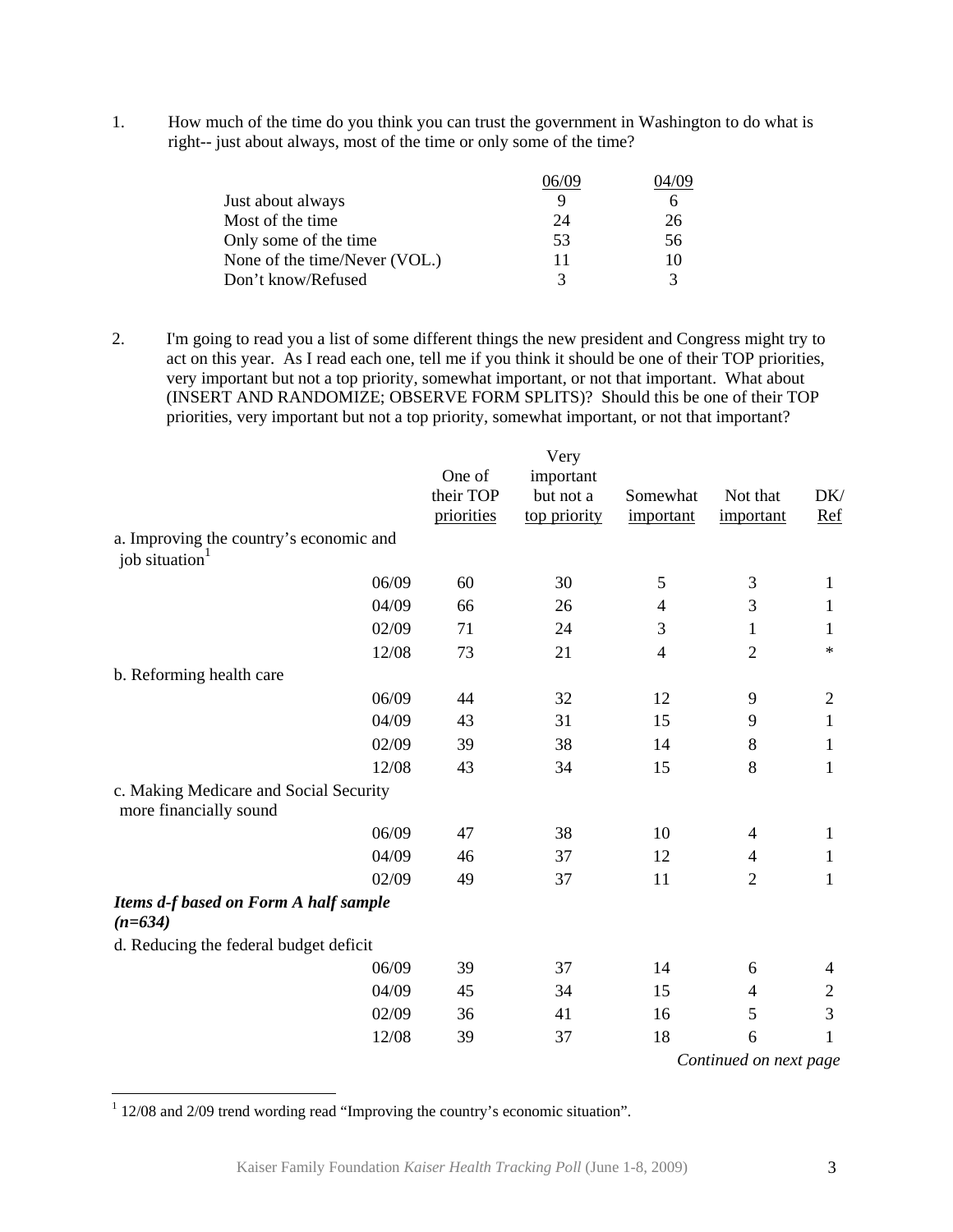1. How much of the time do you think you can trust the government in Washington to do what is right-- just about always, most of the time or only some of the time?

| | 06/09 | 04/09 |
|---|---|---|
| Just about always | 9 | 6 |
| Most of the time | 24 | 26 |
| Only some of the time | 53 | 56 |
| None of the time/Never (VOL.) | 11 | 10 |
| Don't know/Refused | 3 | 3 |

2. I'm going to read you a list of some different things the new president and Congress might try to act on this year. As I read each one, tell me if you think it should be one of their TOP priorities, very important but not a top priority, somewhat important, or not that important. What about (INSERT AND RANDOMIZE; OBSERVE FORM SPLITS)? Should this be one of their TOP priorities, very important but not a top priority, somewhat important, or not that important?

| | | One of their TOP priorities | Very important but not a top priority | Somewhat important | Not that important | DK/ Ref |
|---|---|---|---|---|---|---|
| a. Improving the country's economic and job situation[1] | | | | | | |
| | 06/09 | 60 | 30 | 5 | 3 | 1 |
| | 04/09 | 66 | 26 | 4 | 3 | 1 |
| | 02/09 | 71 | 24 | 3 | 1 | 1 |
| | 12/08 | 73 | 21 | 4 | 2 | * |
| b. Reforming health care | | | | | | |
| | 06/09 | 44 | 32 | 12 | 9 | 2 |
| | 04/09 | 43 | 31 | 15 | 9 | 1 |
| | 02/09 | 39 | 38 | 14 | 8 | 1 |
| | 12/08 | 43 | 34 | 15 | 8 | 1 |
| c. Making Medicare and Social Security more financially sound | | | | | | |
| | 06/09 | 47 | 38 | 10 | 4 | 1 |
| | 04/09 | 46 | 37 | 12 | 4 | 1 |
| | 02/09 | 49 | 37 | 11 | 2 | 1 |
| ***Items d-f based on Form A half sample (n=634)*** | | | | | | |
| d. Reducing the federal budget deficit | | | | | | |
| | 06/09 | 39 | 37 | 14 | 6 | 4 |
| | 04/09 | 45 | 34 | 15 | 4 | 2 |
| | 02/09 | 36 | 41 | 16 | 5 | 3 |
| | 12/08 | 39 | 37 | 18 | 6 | 1 |

*Continued on next page*

[1] 12/08 and 2/09 trend wording read "Improving the country's economic situation".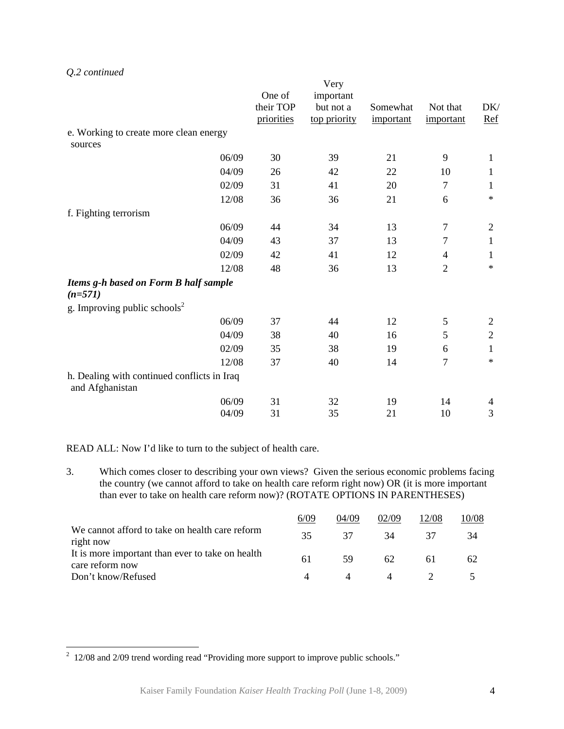*Q.2 continued*

| | | One of their TOP priorities | Very important but not a top priority | Somewhat important | Not that important | DK/ Ref |
|---|---|---|---|---|---|---|
| e. Working to create more clean energy sources | | | | | | |
| | 06/09 | 30 | 39 | 21 | 9 | 1 |
| | 04/09 | 26 | 42 | 22 | 10 | 1 |
| | 02/09 | 31 | 41 | 20 | 7 | 1 |
| | 12/08 | 36 | 36 | 21 | 6 | * |
| f. Fighting terrorism | | | | | | |
| | 06/09 | 44 | 34 | 13 | 7 | 2 |
| | 04/09 | 43 | 37 | 13 | 7 | 1 |
| | 02/09 | 42 | 41 | 12 | 4 | 1 |
| | 12/08 | 48 | 36 | 13 | 2 | * |
| ***Items g-h based on Form B half sample (n=571)*** | | | | | | |
| g. Improving public schools[2] | | | | | | |
| | 06/09 | 37 | 44 | 12 | 5 | 2 |
| | 04/09 | 38 | 40 | 16 | 5 | 2 |
| | 02/09 | 35 | 38 | 19 | 6 | 1 |
| | 12/08 | 37 | 40 | 14 | 7 | * |
| h. Dealing with continued conflicts in Iraq and Afghanistan | | | | | | |
| | 06/09 | 31 | 32 | 19 | 14 | 4 |
| | 04/09 | 31 | 35 | 21 | 10 | 3 |

READ ALL: Now I'd like to turn to the subject of health care.

3. Which comes closer to describing your own views? Given the serious economic problems facing the country (we cannot afford to take on health care reform right now) OR (it is more important than ever to take on health care reform now)? (ROTATE OPTIONS IN PARENTHESES)

| | 6/09 | 04/09 | 02/09 | 12/08 | 10/08 |
|---|---|---|---|---|---|
| We cannot afford to take on health care reform right now | 35 | 37 | 34 | 37 | 34 |
| It is more important than ever to take on health care reform now | 61 | 59 | 62 | 61 | 62 |
| Don't know/Refused | 4 | 4 | 4 | 2 | 5 |

[2] 12/08 and 2/09 trend wording read "Providing more support to improve public schools."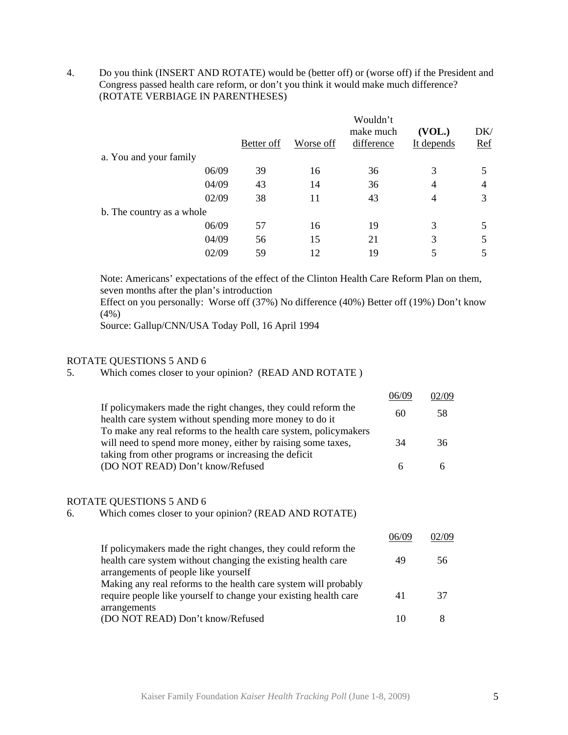4. Do you think (INSERT AND ROTATE) would be (better off) or (worse off) if the President and Congress passed health care reform, or don't you think it would make much difference? (ROTATE VERBIAGE IN PARENTHESES)

| | | Better off | Worse off | Wouldn't make much difference | **(VOL.)** It depends | DK/ Ref |
|---|---|---|---|---|---|---|
| a. You and your family | | | | | | |
| | 06/09 | 39 | 16 | 36 | 3 | 5 |
| | 04/09 | 43 | 14 | 36 | 4 | 4 |
| | 02/09 | 38 | 11 | 43 | 4 | 3 |
| b. The country as a whole | | | | | | |
| | 06/09 | 57 | 16 | 19 | 3 | 5 |
| | 04/09 | 56 | 15 | 21 | 3 | 5 |
| | 02/09 | 59 | 12 | 19 | 5 | 5 |

Note: Americans' expectations of the effect of the Clinton Health Care Reform Plan on them, seven months after the plan's introduction
Effect on you personally: Worse off (37%) No difference (40%) Better off (19%) Don't know (4%)
Source: Gallup/CNN/USA Today Poll, 16 April 1994

ROTATE QUESTIONS 5 AND 6

5. Which comes closer to your opinion? (READ AND ROTATE )

| | 06/09 | 02/09 |
|---|---|---|
| If policymakers made the right changes, they could reform the health care system without spending more money to do it | 60 | 58 |
| To make any real reforms to the health care system, policymakers will need to spend more money, either by raising some taxes, taking from other programs or increasing the deficit | 34 | 36 |
| (DO NOT READ) Don't know/Refused | 6 | 6 |

ROTATE QUESTIONS 5 AND 6

6. Which comes closer to your opinion? (READ AND ROTATE)

| | 06/09 | 02/09 |
|---|---|---|
| If policymakers made the right changes, they could reform the health care system without changing the existing health care arrangements of people like yourself | 49 | 56 |
| Making any real reforms to the health care system will probably require people like yourself to change your existing health care arrangements | 41 | 37 |
| (DO NOT READ) Don't know/Refused | 10 | 8 |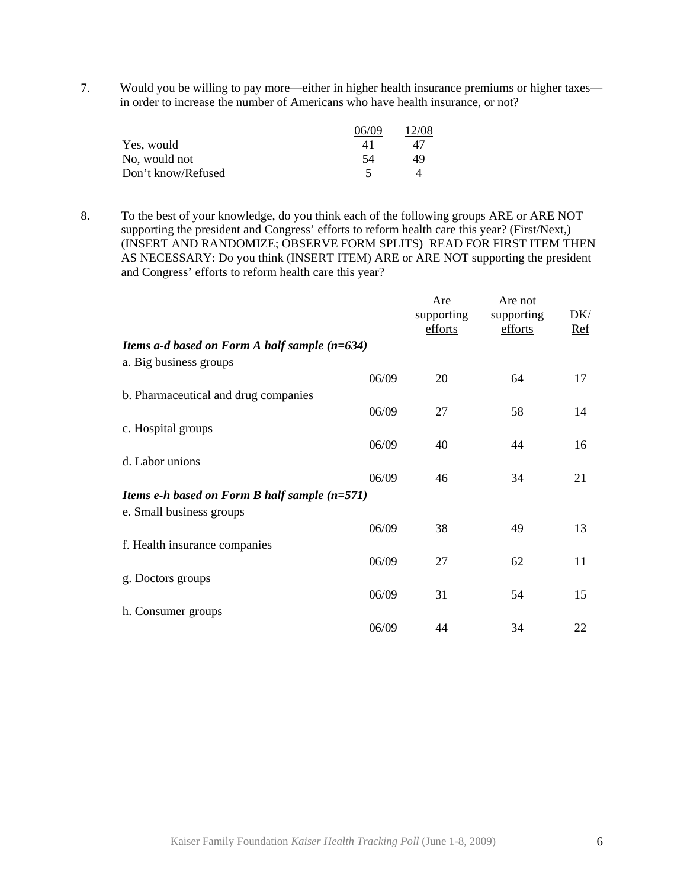7. Would you be willing to pay more—either in higher health insurance premiums or higher taxes—in order to increase the number of Americans who have health insurance, or not?

| | 06/09 | 12/08 |
|---|---|---|
| Yes, would | 41 | 47 |
| No, would not | 54 | 49 |
| Don't know/Refused | 5 | 4 |

8. To the best of your knowledge, do you think each of the following groups ARE or ARE NOT supporting the president and Congress' efforts to reform health care this year? (First/Next,) (INSERT AND RANDOMIZE; OBSERVE FORM SPLITS) READ FOR FIRST ITEM THEN AS NECESSARY: Do you think (INSERT ITEM) ARE or ARE NOT supporting the president and Congress' efforts to reform health care this year?

| | | Are supporting efforts | Are not supporting efforts | DK/ Ref |
|---|---|---|---|---|
| ***Items a-d based on Form A half sample (n=634)*** | | | | |
| a. Big business groups | | | | |
| | 06/09 | 20 | 64 | 17 |
| b. Pharmaceutical and drug companies | | | | |
| | 06/09 | 27 | 58 | 14 |
| c. Hospital groups | | | | |
| | 06/09 | 40 | 44 | 16 |
| d. Labor unions | | | | |
| | 06/09 | 46 | 34 | 21 |
| ***Items e-h based on Form B half sample (n=571)*** | | | | |
| e. Small business groups | | | | |
| | 06/09 | 38 | 49 | 13 |
| f. Health insurance companies | | | | |
| | 06/09 | 27 | 62 | 11 |
| g. Doctors groups | | | | |
| | 06/09 | 31 | 54 | 15 |
| h. Consumer groups | | | | |
| | 06/09 | 44 | 34 | 22 |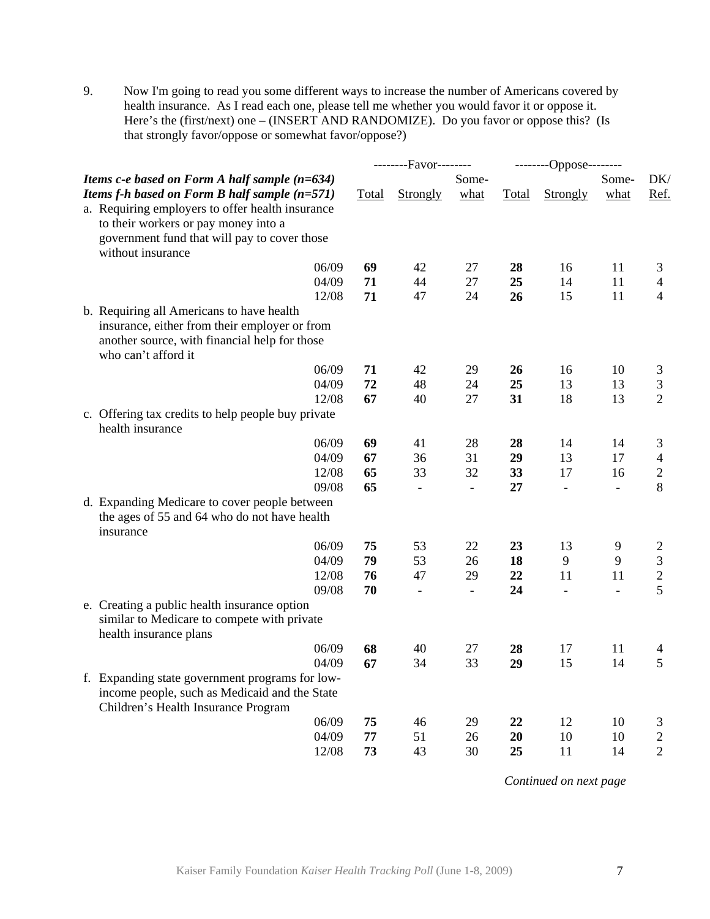9. Now I'm going to read you some different ways to increase the number of Americans covered by health insurance. As I read each one, please tell me whether you would favor it or oppose it. Here's the (first/next) one – (INSERT AND RANDOMIZE). Do you favor or oppose this? (Is that strongly favor/oppose or somewhat favor/oppose?)

| | | --------Favor-------- | | | --------Oppose-------- | | | |
|---|---|---|---|---|---|---|---|---|
| ***Items c-e based on Form A half sample (n=634)*** ***Items f-h based on Form B half sample (n=571)*** | | Total | Strongly | Some-what | Total | Strongly | Some-what | DK/ Ref. |
| a. Requiring employers to offer health insurance to their workers or pay money into a government fund that will pay to cover those without insurance | | | | | | | | |
| | 06/09 | **69** | 42 | 27 | **28** | 16 | 11 | 3 |
| | 04/09 | **71** | 44 | 27 | **25** | 14 | 11 | 4 |
| | 12/08 | **71** | 47 | 24 | **26** | 15 | 11 | 4 |
| b. Requiring all Americans to have health insurance, either from their employer or from another source, with financial help for those who can't afford it | | | | | | | | |
| | 06/09 | **71** | 42 | 29 | **26** | 16 | 10 | 3 |
| | 04/09 | **72** | 48 | 24 | **25** | 13 | 13 | 3 |
| | 12/08 | **67** | 40 | 27 | **31** | 18 | 13 | 2 |
| c. Offering tax credits to help people buy private health insurance | | | | | | | | |
| | 06/09 | **69** | 41 | 28 | **28** | 14 | 14 | 3 |
| | 04/09 | **67** | 36 | 31 | **29** | 13 | 17 | 4 |
| | 12/08 | **65** | 33 | 32 | **33** | 17 | 16 | 2 |
| | 09/08 | **65** | - | - | **27** | - | - | 8 |
| d. Expanding Medicare to cover people between the ages of 55 and 64 who do not have health insurance | | | | | | | | |
| | 06/09 | **75** | 53 | 22 | **23** | 13 | 9 | 2 |
| | 04/09 | **79** | 53 | 26 | **18** | 9 | 9 | 3 |
| | 12/08 | **76** | 47 | 29 | **22** | 11 | 11 | 2 |
| | 09/08 | **70** | - | - | **24** | - | - | 5 |
| e. Creating a public health insurance option similar to Medicare to compete with private health insurance plans | | | | | | | | |
| | 06/09 | **68** | 40 | 27 | **28** | 17 | 11 | 4 |
| | 04/09 | **67** | 34 | 33 | **29** | 15 | 14 | 5 |
| f. Expanding state government programs for low-income people, such as Medicaid and the State Children's Health Insurance Program | | | | | | | | |
| | 06/09 | **75** | 46 | 29 | **22** | 12 | 10 | 3 |
| | 04/09 | **77** | 51 | 26 | **20** | 10 | 10 | 2 |
| | 12/08 | **73** | 43 | 30 | **25** | 11 | 14 | 2 |

*Continued on next page*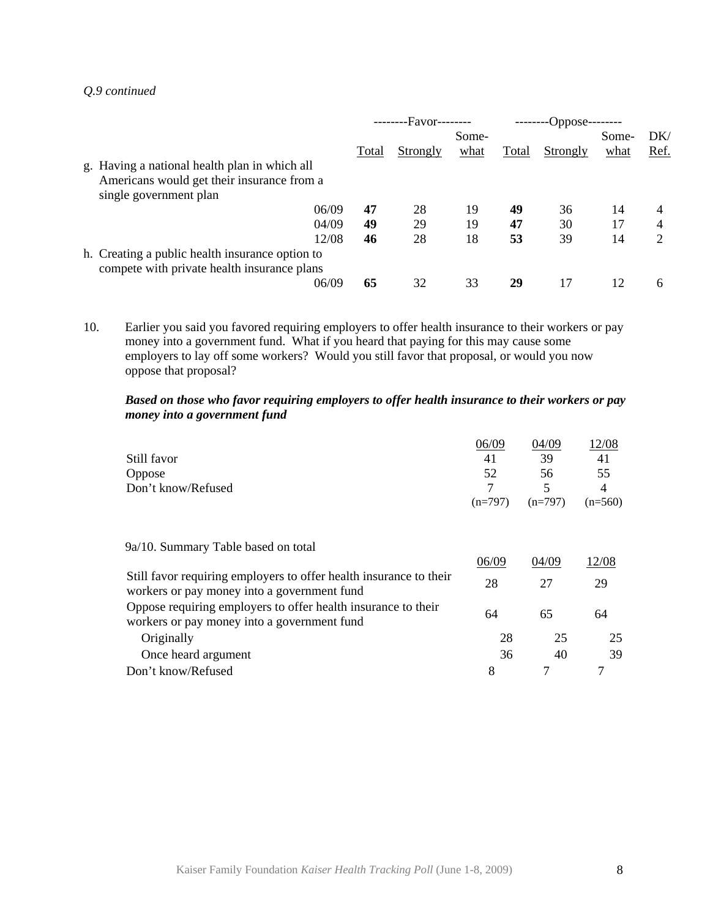*Q.9 continued*

| | --------Favor-------- | | | --------Oppose-------- | | | |
|---|---|---|---|---|---|---|---|
| | Total | Strongly | Some-what | Total | Strongly | Some-what | DK/ Ref. |
| g. Having a national health plan in which all Americans would get their insurance from a single government plan | | | | | | | |
| 06/09 | **47** | 28 | 19 | **49** | 36 | 14 | 4 |
| 04/09 | **49** | 29 | 19 | **47** | 30 | 17 | 4 |
| 12/08 | **46** | 28 | 18 | **53** | 39 | 14 | 2 |
| h. Creating a public health insurance option to compete with private health insurance plans | | | | | | | |
| 06/09 | **65** | 32 | 33 | **29** | 17 | 12 | 6 |

10. Earlier you said you favored requiring employers to offer health insurance to their workers or pay money into a government fund. What if you heard that paying for this may cause some employers to lay off some workers? Would you still favor that proposal, or would you now oppose that proposal?

***Based on those who favor requiring employers to offer health insurance to their workers or pay money into a government fund***

| | 06/09 | 04/09 | 12/08 |
|---|---|---|---|
| Still favor | 41 | 39 | 41 |
| Oppose | 52 | 56 | 55 |
| Don't know/Refused | 7 | 5 | 4 |
| | (n=797) | (n=797) | (n=560) |

9a/10. Summary Table based on total

| | 06/09 | 04/09 | 12/08 |
|---|---|---|---|
| Still favor requiring employers to offer health insurance to their workers or pay money into a government fund | 28 | 27 | 29 |
| Oppose requiring employers to offer health insurance to their workers or pay money into a government fund | 64 | 65 | 64 |
| Originally | 28 | 25 | 25 |
| Once heard argument | 36 | 40 | 39 |
| Don't know/Refused | 8 | 7 | 7 |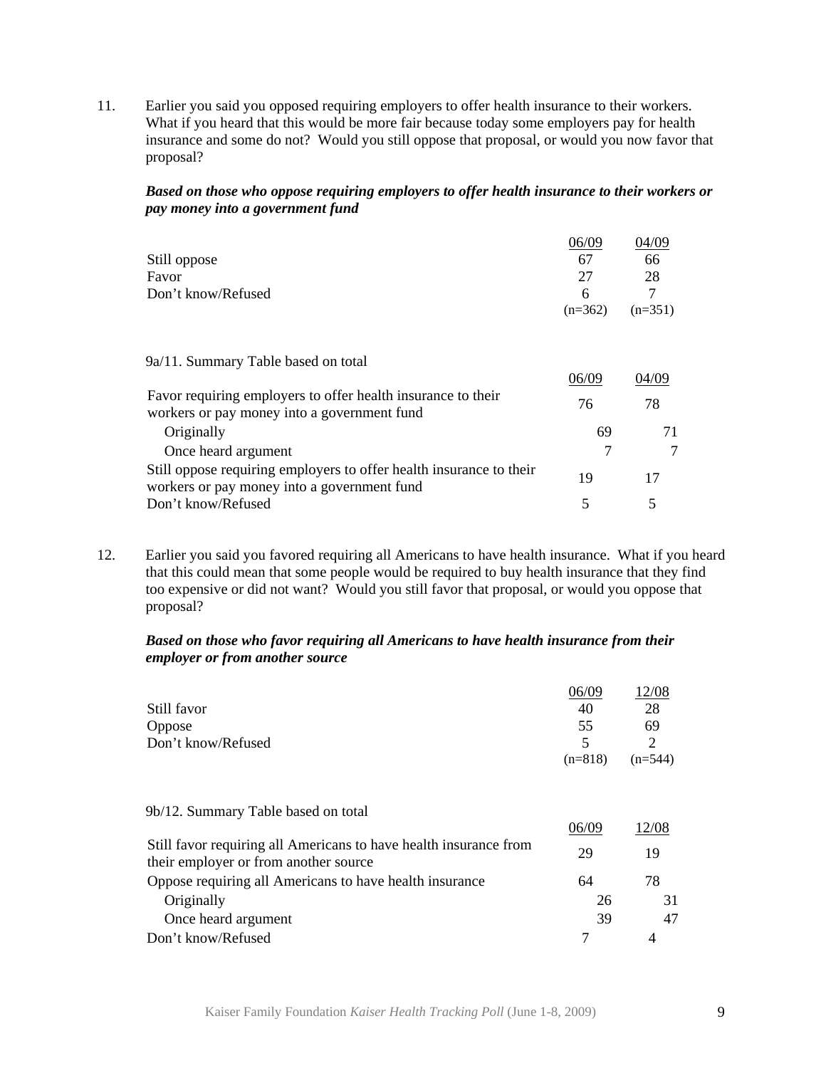11. Earlier you said you opposed requiring employers to offer health insurance to their workers. What if you heard that this would be more fair because today some employers pay for health insurance and some do not? Would you still oppose that proposal, or would you now favor that proposal?

***Based on those who oppose requiring employers to offer health insurance to their workers or pay money into a government fund***

| | 06/09 | 04/09 |
|---|---|---|
| Still oppose | 67 | 66 |
| Favor | 27 | 28 |
| Don't know/Refused | 6 | 7 |
| | (n=362) | (n=351) |

9a/11. Summary Table based on total

| | 06/09 | 04/09 |
|---|---|---|
| Favor requiring employers to offer health insurance to their workers or pay money into a government fund | 76 | 78 |
| Originally | 69 | 71 |
| Once heard argument | 7 | 7 |
| Still oppose requiring employers to offer health insurance to their workers or pay money into a government fund | 19 | 17 |
| Don't know/Refused | 5 | 5 |

12. Earlier you said you favored requiring all Americans to have health insurance. What if you heard that this could mean that some people would be required to buy health insurance that they find too expensive or did not want? Would you still favor that proposal, or would you oppose that proposal?

***Based on those who favor requiring all Americans to have health insurance from their employer or from another source***

| | 06/09 | 12/08 |
|---|---|---|
| Still favor | 40 | 28 |
| Oppose | 55 | 69 |
| Don't know/Refused | 5 | 2 |
| | (n=818) | (n=544) |

9b/12. Summary Table based on total

| | 06/09 | 12/08 |
|---|---|---|
| Still favor requiring all Americans to have health insurance from their employer or from another source | 29 | 19 |
| Oppose requiring all Americans to have health insurance | 64 | 78 |
| Originally | 26 | 31 |
| Once heard argument | 39 | 47 |
| Don't know/Refused | 7 | 4 |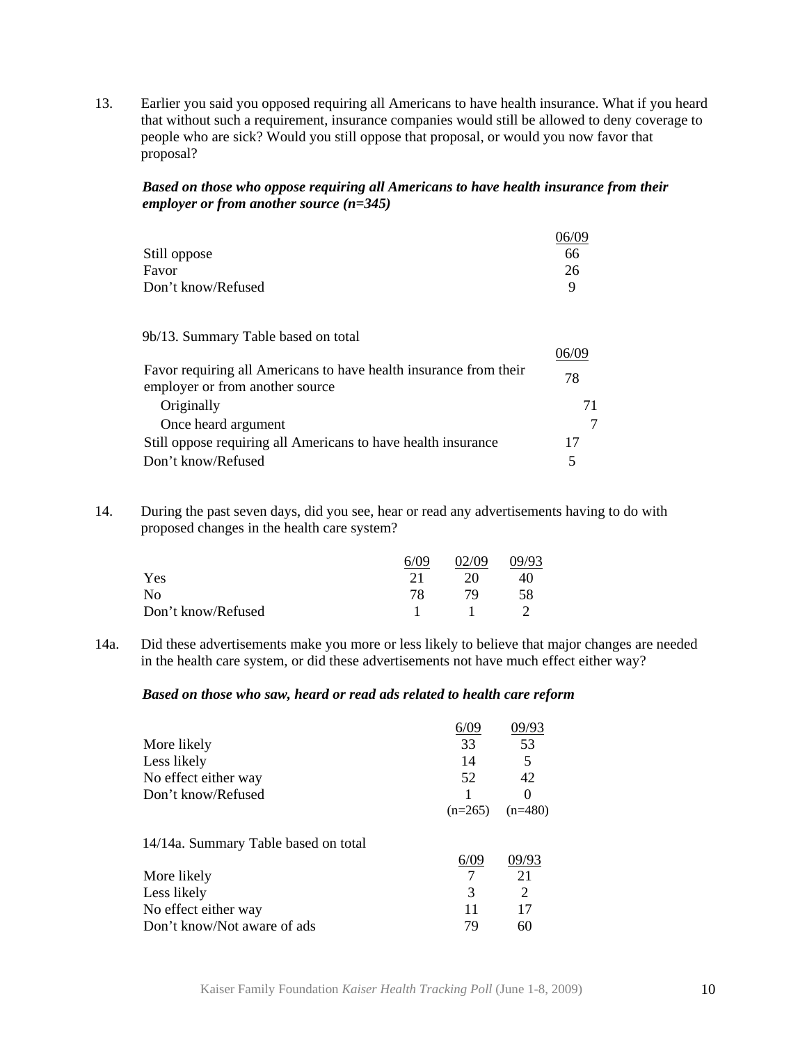13. Earlier you said you opposed requiring all Americans to have health insurance. What if you heard that without such a requirement, insurance companies would still be allowed to deny coverage to people who are sick? Would you still oppose that proposal, or would you now favor that proposal?

***Based on those who oppose requiring all Americans to have health insurance from their employer or from another source (n=345)***

| | 06/09 |
|---|---|
| Still oppose | 66 |
| Favor | 26 |
| Don't know/Refused | 9 |

9b/13. Summary Table based on total

| | 06/09 |
|---|---|
| Favor requiring all Americans to have health insurance from their employer or from another source | 78 |
| Originally | 71 |
| Once heard argument | 7 |
| Still oppose requiring all Americans to have health insurance | 17 |
| Don't know/Refused | 5 |

14. During the past seven days, did you see, hear or read any advertisements having to do with proposed changes in the health care system?

| | 6/09 | 02/09 | 09/93 |
|---|---|---|---|
| Yes | 21 | 20 | 40 |
| No | 78 | 79 | 58 |
| Don't know/Refused | 1 | 1 | 2 |

14a. Did these advertisements make you more or less likely to believe that major changes are needed in the health care system, or did these advertisements not have much effect either way?

***Based on those who saw, heard or read ads related to health care reform***

| | 6/09 | 09/93 |
|---|---|---|
| More likely | 33 | 53 |
| Less likely | 14 | 5 |
| No effect either way | 52 | 42 |
| Don't know/Refused | 1 | 0 |
| | (n=265) | (n=480) |

14/14a. Summary Table based on total

| | 6/09 | 09/93 |
|---|---|---|
| More likely | 7 | 21 |
| Less likely | 3 | 2 |
| No effect either way | 11 | 17 |
| Don't know/Not aware of ads | 79 | 60 |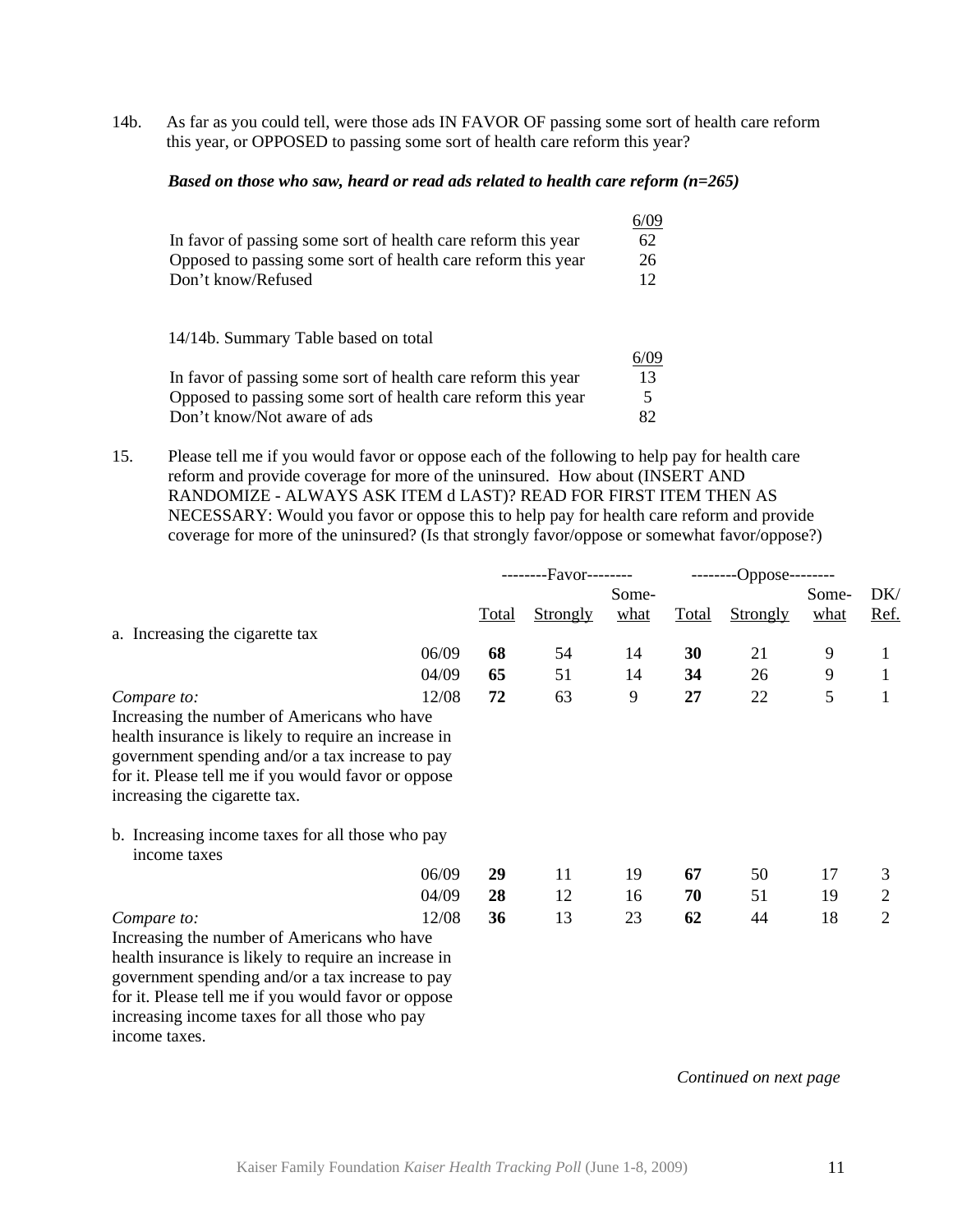14b. As far as you could tell, were those ads IN FAVOR OF passing some sort of health care reform this year, or OPPOSED to passing some sort of health care reform this year?

***Based on those who saw, heard or read ads related to health care reform (n=265)***

| | 6/09 |
|---|---|
| In favor of passing some sort of health care reform this year | 62 |
| Opposed to passing some sort of health care reform this year | 26 |
| Don't know/Refused | 12 |

14/14b. Summary Table based on total

| | 6/09 |
|---|---|
| In favor of passing some sort of health care reform this year | 13 |
| Opposed to passing some sort of health care reform this year | 5 |
| Don't know/Not aware of ads | 82 |

15. Please tell me if you would favor or oppose each of the following to help pay for health care reform and provide coverage for more of the uninsured. How about (INSERT AND RANDOMIZE - ALWAYS ASK ITEM d LAST)? READ FOR FIRST ITEM THEN AS NECESSARY: Would you favor or oppose this to help pay for health care reform and provide coverage for more of the uninsured? (Is that strongly favor/oppose or somewhat favor/oppose?)

| | | --------Favor-------- | | | --------Oppose-------- | | | |
|---|---|---|---|---|---|---|---|---|
| | | Total | Strongly | Some-what | Total | Strongly | Some-what | DK/ Ref. |
| a. Increasing the cigarette tax | | | | | | | | |
| | 06/09 | **68** | 54 | 14 | **30** | 21 | 9 | 1 |
| | 04/09 | **65** | 51 | 14 | **34** | 26 | 9 | 1 |
| *Compare to:* Increasing the number of Americans who have health insurance is likely to require an increase in government spending and/or a tax increase to pay for it. Please tell me if you would favor or oppose increasing the cigarette tax. | 12/08 | **72** | 63 | 9 | **27** | 22 | 5 | 1 |
| b. Increasing income taxes for all those who pay income taxes | | | | | | | | |
| | 06/09 | **29** | 11 | 19 | **67** | 50 | 17 | 3 |
| | 04/09 | **28** | 12 | 16 | **70** | 51 | 19 | 2 |
| *Compare to:* Increasing the number of Americans who have health insurance is likely to require an increase in government spending and/or a tax increase to pay for it. Please tell me if you would favor or oppose increasing income taxes for all those who pay income taxes. | 12/08 | **36** | 13 | 23 | **62** | 44 | 18 | 2 |

*Continued on next page*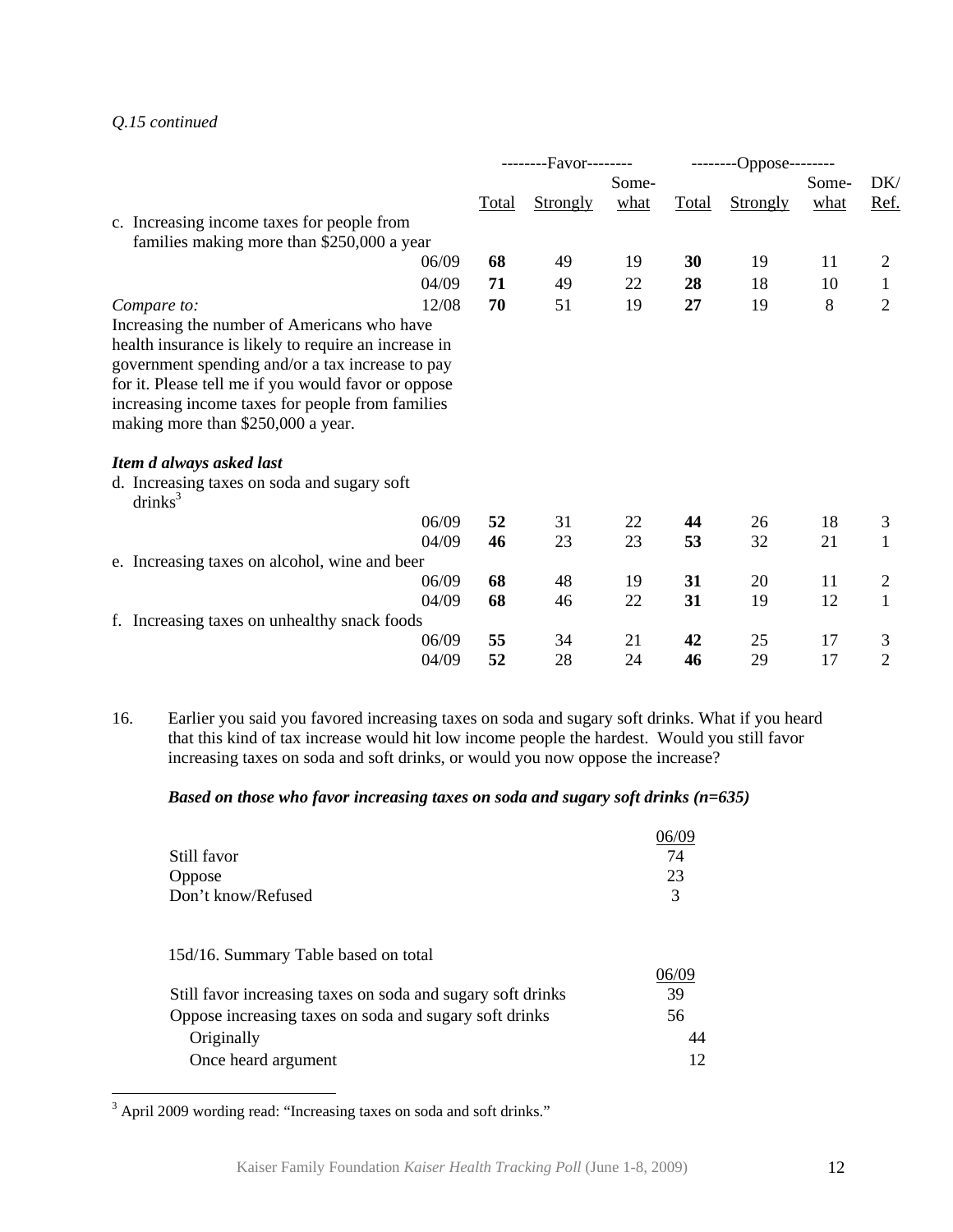*Q.15 continued*

| | | --------Favor-------- | | | --------Oppose-------- | | | |
|---|---|---|---|---|---|---|---|---|
| | | Total | Strongly | Some-what | Total | Strongly | Some-what | DK/ Ref. |
| c. Increasing income taxes for people from families making more than $250,000 a year | | | | | | | | |
| | 06/09 | **68** | 49 | 19 | **30** | 19 | 11 | 2 |
| | 04/09 | **71** | 49 | 22 | **28** | 18 | 10 | 1 |
| *Compare to:* Increasing the number of Americans who have health insurance is likely to require an increase in government spending and/or a tax increase to pay for it. Please tell me if you would favor or oppose increasing income taxes for people from families making more than $250,000 a year. | 12/08 | **70** | 51 | 19 | **27** | 19 | 8 | 2 |
| ***Item d always asked last*** | | | | | | | | |
| d. Increasing taxes on soda and sugary soft drinks[3] | | | | | | | | |
| | 06/09 | **52** | 31 | 22 | **44** | 26 | 18 | 3 |
| | 04/09 | **46** | 23 | 23 | **53** | 32 | 21 | 1 |
| e. Increasing taxes on alcohol, wine and beer | | | | | | | | |
| | 06/09 | **68** | 48 | 19 | **31** | 20 | 11 | 2 |
| | 04/09 | **68** | 46 | 22 | **31** | 19 | 12 | 1 |
| f. Increasing taxes on unhealthy snack foods | | | | | | | | |
| | 06/09 | **55** | 34 | 21 | **42** | 25 | 17 | 3 |
| | 04/09 | **52** | 28 | 24 | **46** | 29 | 17 | 2 |

16. Earlier you said you favored increasing taxes on soda and sugary soft drinks. What if you heard that this kind of tax increase would hit low income people the hardest. Would you still favor increasing taxes on soda and soft drinks, or would you now oppose the increase?

***Based on those who favor increasing taxes on soda and sugary soft drinks (n=635)***

| | 06/09 |
|---|---|
| Still favor | 74 |
| Oppose | 23 |
| Don't know/Refused | 3 |

15d/16. Summary Table based on total

| | 06/09 | |
|---|---|---|
| Still favor increasing taxes on soda and sugary soft drinks | 39 | |
| Oppose increasing taxes on soda and sugary soft drinks | 56 | |
| Originally | | 44 |
| Once heard argument | | 12 |

[3] April 2009 wording read: "Increasing taxes on soda and soft drinks."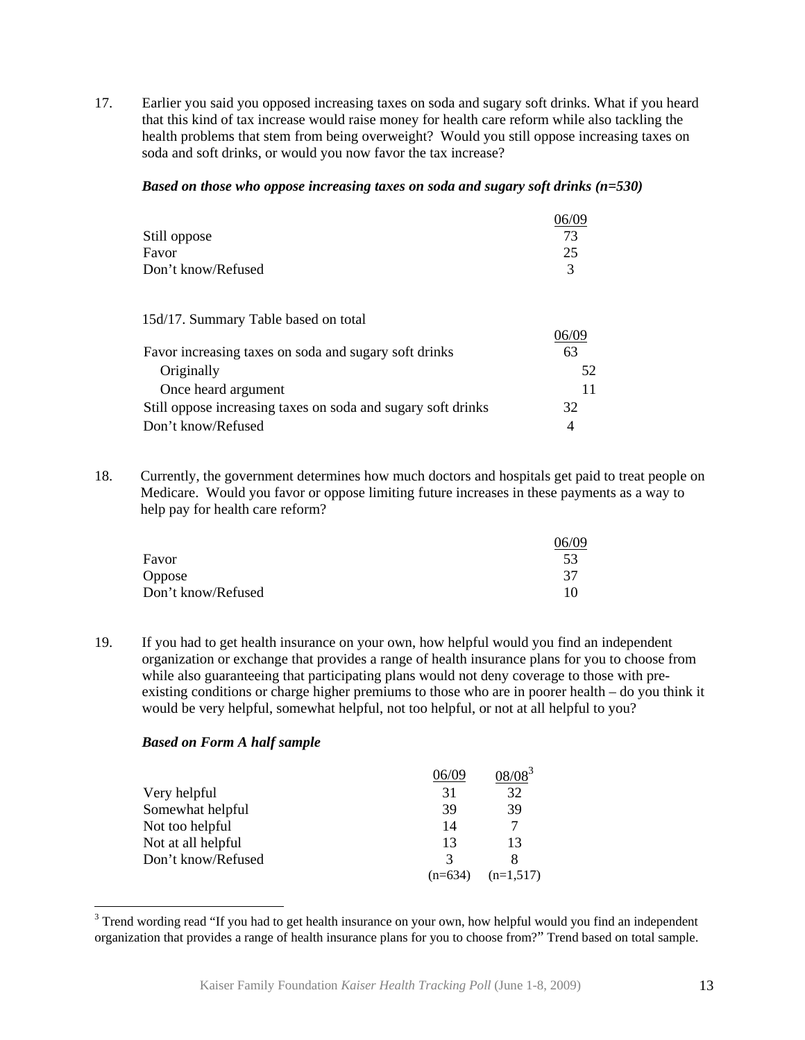17. Earlier you said you opposed increasing taxes on soda and sugary soft drinks. What if you heard that this kind of tax increase would raise money for health care reform while also tackling the health problems that stem from being overweight? Would you still oppose increasing taxes on soda and soft drinks, or would you now favor the tax increase?

***Based on those who oppose increasing taxes on soda and sugary soft drinks (n=530)***

| | 06/09 |
|---|---|
| Still oppose | 73 |
| Favor | 25 |
| Don't know/Refused | 3 |

15d/17. Summary Table based on total

| | 06/09 | |
|---|---|---|
| Favor increasing taxes on soda and sugary soft drinks | 63 | |
| Originally | | 52 |
| Once heard argument | | 11 |
| Still oppose increasing taxes on soda and sugary soft drinks | 32 | |
| Don't know/Refused | 4 | |

18. Currently, the government determines how much doctors and hospitals get paid to treat people on Medicare. Would you favor or oppose limiting future increases in these payments as a way to help pay for health care reform?

| | 06/09 |
|---|---|
| Favor | 53 |
| Oppose | 37 |
| Don't know/Refused | 10 |

19. If you had to get health insurance on your own, how helpful would you find an independent organization or exchange that provides a range of health insurance plans for you to choose from while also guaranteeing that participating plans would not deny coverage to those with pre-existing conditions or charge higher premiums to those who are in poorer health – do you think it would be very helpful, somewhat helpful, not too helpful, or not at all helpful to you?

***Based on Form A half sample***

| | 06/09 | 08/08[3] |
|---|---|---|
| Very helpful | 31 | 32 |
| Somewhat helpful | 39 | 39 |
| Not too helpful | 14 | 7 |
| Not at all helpful | 13 | 13 |
| Don't know/Refused | 3 | 8 |
| | (n=634) | (n=1,517) |

[3] Trend wording read "If you had to get health insurance on your own, how helpful would you find an independent organization that provides a range of health insurance plans for you to choose from?" Trend based on total sample.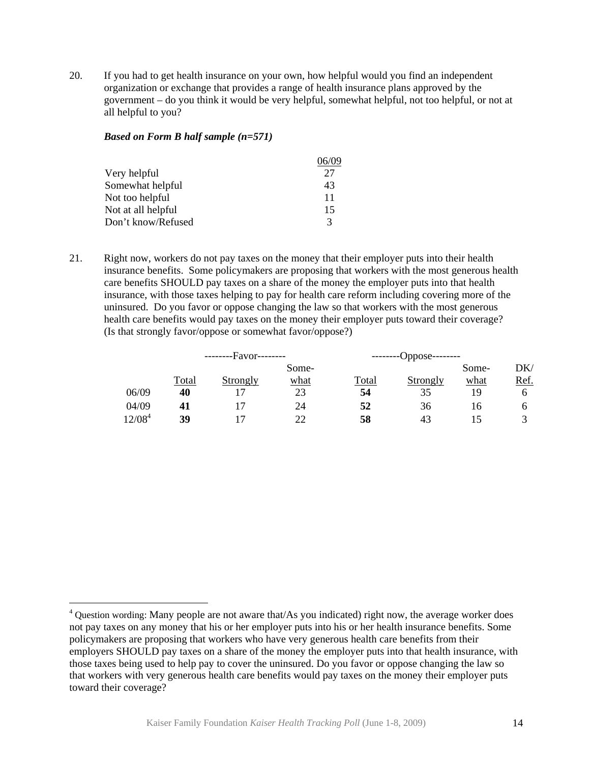20. If you had to get health insurance on your own, how helpful would you find an independent organization or exchange that provides a range of health insurance plans approved by the government – do you think it would be very helpful, somewhat helpful, not too helpful, or not at all helpful to you?

***Based on Form B half sample (n=571)***

| | 06/09 |
|---|---|
| Very helpful | 27 |
| Somewhat helpful | 43 |
| Not too helpful | 11 |
| Not at all helpful | 15 |
| Don't know/Refused | 3 |

21. Right now, workers do not pay taxes on the money that their employer puts into their health insurance benefits. Some policymakers are proposing that workers with the most generous health care benefits SHOULD pay taxes on a share of the money the employer puts into that health insurance, with those taxes helping to pay for health care reform including covering more of the uninsured. Do you favor or oppose changing the law so that workers with the most generous health care benefits would pay taxes on the money their employer puts toward their coverage? (Is that strongly favor/oppose or somewhat favor/oppose?)

| | --------Favor-------- | | | --------Oppose-------- | | | |
|---|---|---|---|---|---|---|---|
| | Total | Strongly | Somewhat | Total | Strongly | Somewhat | DK/ Ref. |
| 06/09 | **40** | 17 | 23 | **54** | 35 | 19 | 6 |
| 04/09 | **41** | 17 | 24 | **52** | 36 | 16 | 6 |
| 12/08[4] | **39** | 17 | 22 | **58** | 43 | 15 | 3 |

[4] Question wording: Many people are not aware that/As you indicated) right now, the average worker does not pay taxes on any money that his or her employer puts into his or her health insurance benefits. Some policymakers are proposing that workers who have very generous health care benefits from their employers SHOULD pay taxes on a share of the money the employer puts into that health insurance, with those taxes being used to help pay to cover the uninsured. Do you favor or oppose changing the law so that workers with very generous health care benefits would pay taxes on the money their employer puts toward their coverage?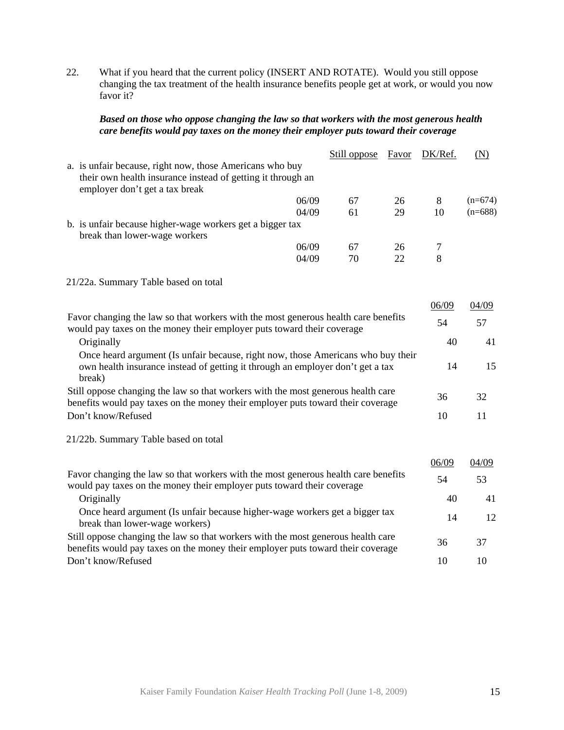22. What if you heard that the current policy (INSERT AND ROTATE). Would you still oppose changing the tax treatment of the health insurance benefits people get at work, or would you now favor it?

***Based on those who oppose changing the law so that workers with the most generous health care benefits would pay taxes on the money their employer puts toward their coverage***

| | | Still oppose | Favor | DK/Ref. | (N) |
|---|---|---|---|---|---|
| a. is unfair because, right now, those Americans who buy their own health insurance instead of getting it through an employer don't get a tax break | | | | | |
| | 06/09 | 67 | 26 | 8 | (n=674) |
| | 04/09 | 61 | 29 | 10 | (n=688) |
| b. is unfair because higher-wage workers get a bigger tax break than lower-wage workers | | | | | |
| | 06/09 | 67 | 26 | 7 | |
| | 04/09 | 70 | 22 | 8 | |

21/22a. Summary Table based on total

| | 06/09 | 04/09 |
|---|---|---|
| Favor changing the law so that workers with the most generous health care benefits would pay taxes on the money their employer puts toward their coverage | 54 | 57 |
| Originally | 40 | 41 |
| Once heard argument (Is unfair because, right now, those Americans who buy their own health insurance instead of getting it through an employer don't get a tax break) | 14 | 15 |
| Still oppose changing the law so that workers with the most generous health care benefits would pay taxes on the money their employer puts toward their coverage | 36 | 32 |
| Don't know/Refused | 10 | 11 |

21/22b. Summary Table based on total

| | 06/09 | 04/09 |
|---|---|---|
| Favor changing the law so that workers with the most generous health care benefits would pay taxes on the money their employer puts toward their coverage | 54 | 53 |
| Originally | 40 | 41 |
| Once heard argument (Is unfair because higher-wage workers get a bigger tax break than lower-wage workers) | 14 | 12 |
| Still oppose changing the law so that workers with the most generous health care benefits would pay taxes on the money their employer puts toward their coverage | 36 | 37 |
| Don't know/Refused | 10 | 10 |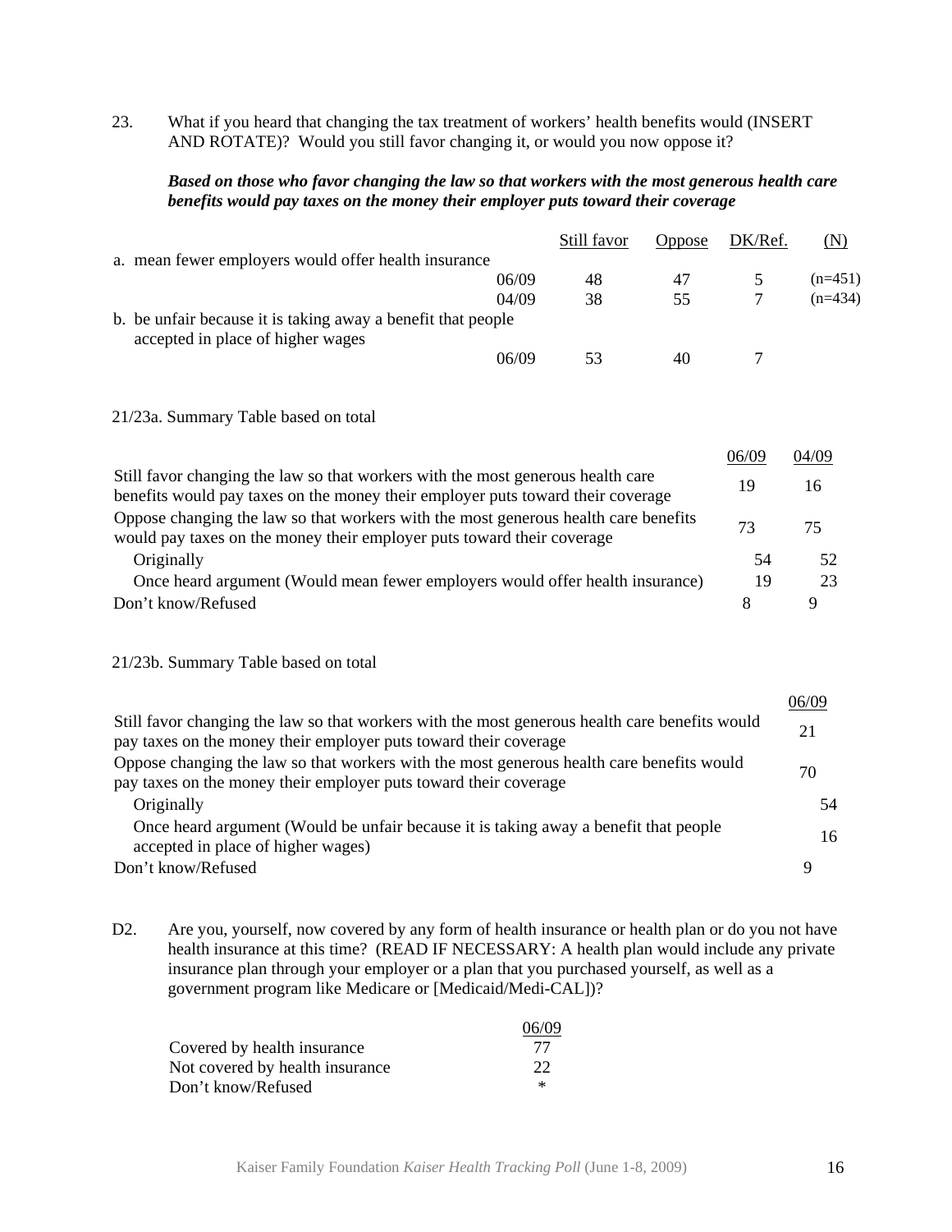23. What if you heard that changing the tax treatment of workers' health benefits would (INSERT AND ROTATE)? Would you still favor changing it, or would you now oppose it?

***Based on those who favor changing the law so that workers with the most generous health care benefits would pay taxes on the money their employer puts toward their coverage***

| | | Still favor | Oppose | DK/Ref. | (N) |
|---|---|---|---|---|---|
| a. mean fewer employers would offer health insurance | | | | | |
| | 06/09 | 48 | 47 | 5 | (n=451) |
| | 04/09 | 38 | 55 | 7 | (n=434) |
| b. be unfair because it is taking away a benefit that people accepted in place of higher wages | | | | | |
| | 06/09 | 53 | 40 | 7 | |

21/23a. Summary Table based on total

| | 06/09 | 04/09 |
|---|---|---|
| Still favor changing the law so that workers with the most generous health care benefits would pay taxes on the money their employer puts toward their coverage | 19 | 16 |
| Oppose changing the law so that workers with the most generous health care benefits would pay taxes on the money their employer puts toward their coverage | 73 | 75 |
| Originally | 54 | 52 |
| Once heard argument (Would mean fewer employers would offer health insurance) | 19 | 23 |
| Don't know/Refused | 8 | 9 |

21/23b. Summary Table based on total

| | 06/09 |
|---|---|
| Still favor changing the law so that workers with the most generous health care benefits would pay taxes on the money their employer puts toward their coverage | 21 |
| Oppose changing the law so that workers with the most generous health care benefits would pay taxes on the money their employer puts toward their coverage | 70 |
| Originally | 54 |
| Once heard argument (Would be unfair because it is taking away a benefit that people accepted in place of higher wages) | 16 |
| Don't know/Refused | 9 |

D2. Are you, yourself, now covered by any form of health insurance or health plan or do you not have health insurance at this time? (READ IF NECESSARY: A health plan would include any private insurance plan through your employer or a plan that you purchased yourself, as well as a government program like Medicare or [Medicaid/Medi-CAL])?

| | 06/09 |
|---|---|
| Covered by health insurance | 77 |
| Not covered by health insurance | 22 |
| Don't know/Refused | * |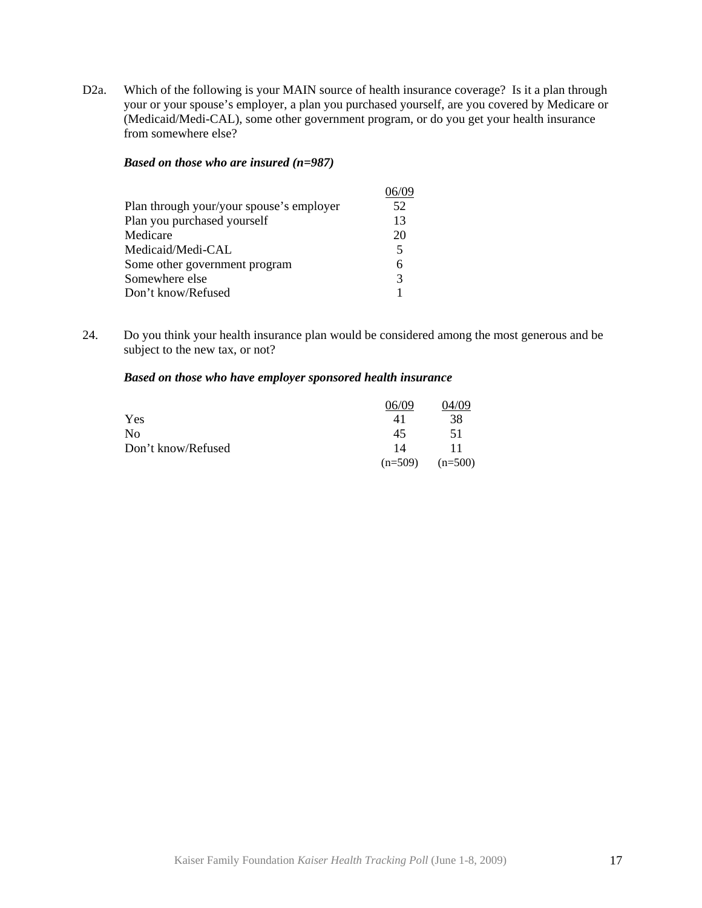D2a. Which of the following is your MAIN source of health insurance coverage? Is it a plan through your or your spouse's employer, a plan you purchased yourself, are you covered by Medicare or (Medicaid/Medi-CAL), some other government program, or do you get your health insurance from somewhere else?

***Based on those who are insured (n=987)***

| | 06/09 |
|---|---|
| Plan through your/your spouse's employer | 52 |
| Plan you purchased yourself | 13 |
| Medicare | 20 |
| Medicaid/Medi-CAL | 5 |
| Some other government program | 6 |
| Somewhere else | 3 |
| Don't know/Refused | 1 |

24. Do you think your health insurance plan would be considered among the most generous and be subject to the new tax, or not?

***Based on those who have employer sponsored health insurance***

| | 06/09 | 04/09 |
|---|---|---|
| Yes | 41 | 38 |
| No | 45 | 51 |
| Don't know/Refused | 14 | 11 |
| | (n=509) | (n=500) |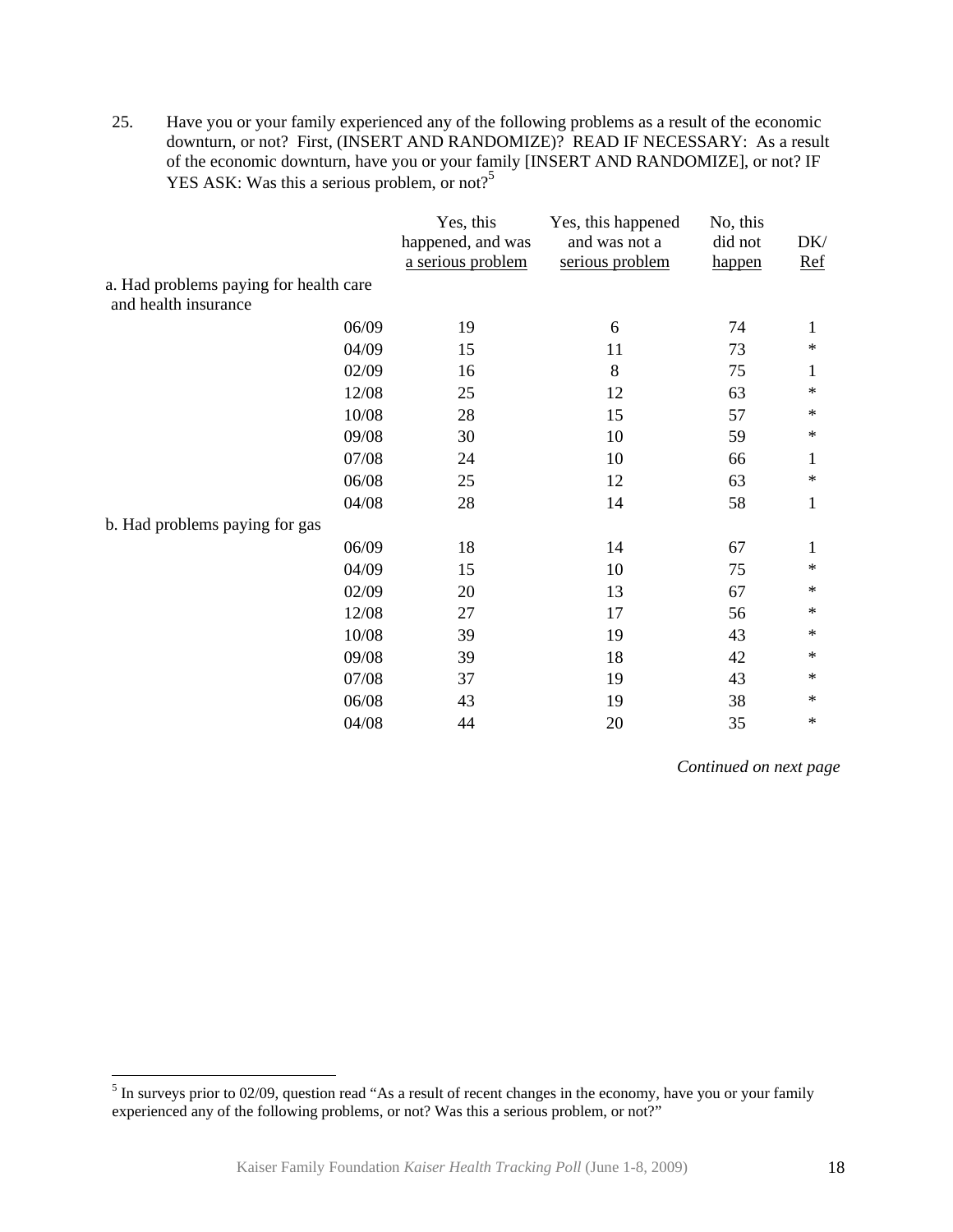25. Have you or your family experienced any of the following problems as a result of the economic downturn, or not? First, (INSERT AND RANDOMIZE)? READ IF NECESSARY: As a result of the economic downturn, have you or your family [INSERT AND RANDOMIZE], or not? IF YES ASK: Was this a serious problem, or not?[5]

| | | Yes, this happened, and was a serious problem | Yes, this happened and was not a serious problem | No, this did not happen | DK/ Ref |
|---|---|---|---|---|---|
| a. Had problems paying for health care and health insurance | | | | | |
| | 06/09 | 19 | 6 | 74 | 1 |
| | 04/09 | 15 | 11 | 73 | * |
| | 02/09 | 16 | 8 | 75 | 1 |
| | 12/08 | 25 | 12 | 63 | * |
| | 10/08 | 28 | 15 | 57 | * |
| | 09/08 | 30 | 10 | 59 | * |
| | 07/08 | 24 | 10 | 66 | 1 |
| | 06/08 | 25 | 12 | 63 | * |
| | 04/08 | 28 | 14 | 58 | 1 |
| b. Had problems paying for gas | | | | | |
| | 06/09 | 18 | 14 | 67 | 1 |
| | 04/09 | 15 | 10 | 75 | * |
| | 02/09 | 20 | 13 | 67 | * |
| | 12/08 | 27 | 17 | 56 | * |
| | 10/08 | 39 | 19 | 43 | * |
| | 09/08 | 39 | 18 | 42 | * |
| | 07/08 | 37 | 19 | 43 | * |
| | 06/08 | 43 | 19 | 38 | * |
| | 04/08 | 44 | 20 | 35 | * |

*Continued on next page*

[5] In surveys prior to 02/09, question read "As a result of recent changes in the economy, have you or your family experienced any of the following problems, or not? Was this a serious problem, or not?"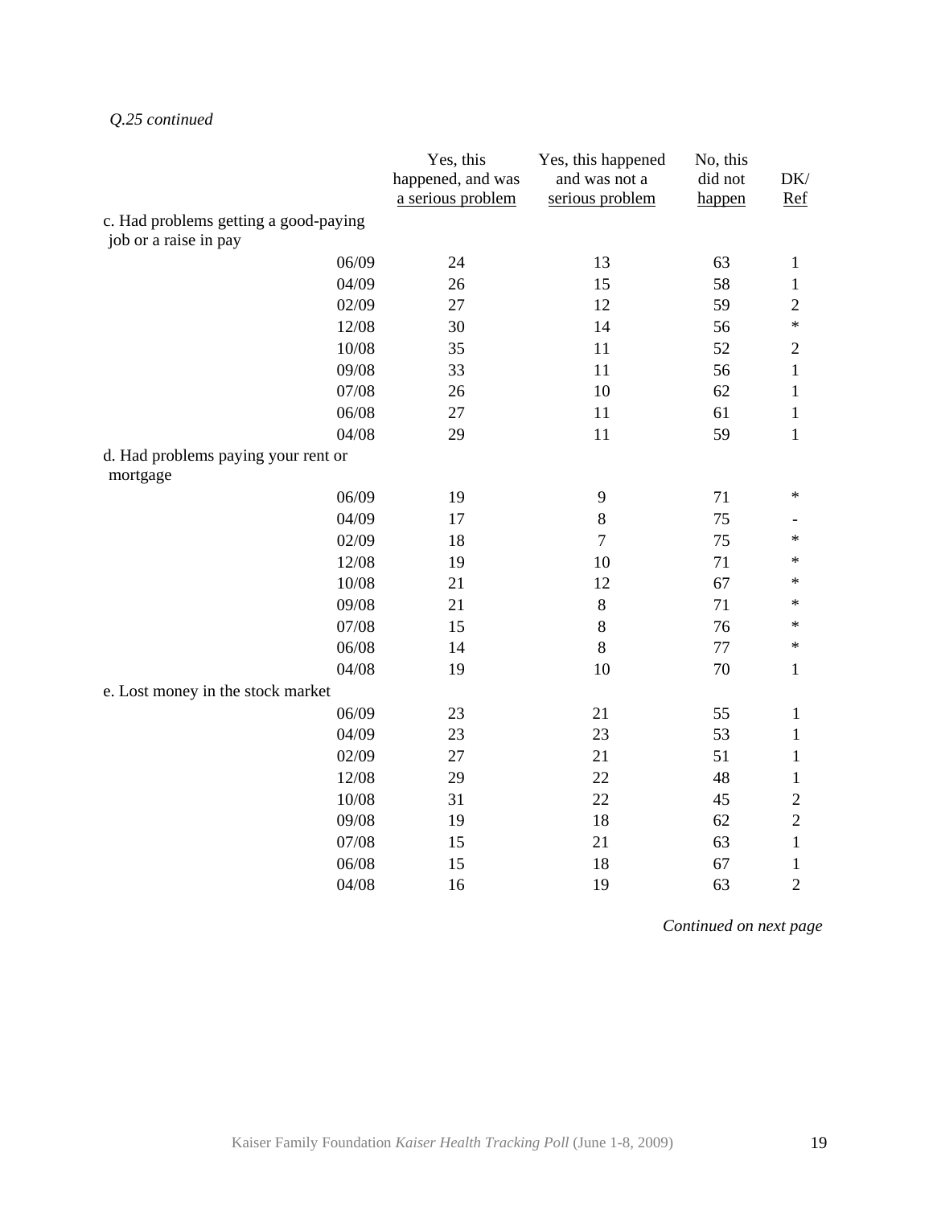*Q.25 continued*

| | Yes, this happened, and was a serious problem | Yes, this happened and was not a serious problem | No, this did not happen | DK/ Ref |
|---|---|---|---|---|
| c. Had problems getting a good-paying job or a raise in pay | | | | |
| 06/09 | 24 | 13 | 63 | 1 |
| 04/09 | 26 | 15 | 58 | 1 |
| 02/09 | 27 | 12 | 59 | 2 |
| 12/08 | 30 | 14 | 56 | * |
| 10/08 | 35 | 11 | 52 | 2 |
| 09/08 | 33 | 11 | 56 | 1 |
| 07/08 | 26 | 10 | 62 | 1 |
| 06/08 | 27 | 11 | 61 | 1 |
| 04/08 | 29 | 11 | 59 | 1 |
| d. Had problems paying your rent or mortgage | | | | |
| 06/09 | 19 | 9 | 71 | * |
| 04/09 | 17 | 8 | 75 | - |
| 02/09 | 18 | 7 | 75 | * |
| 12/08 | 19 | 10 | 71 | * |
| 10/08 | 21 | 12 | 67 | * |
| 09/08 | 21 | 8 | 71 | * |
| 07/08 | 15 | 8 | 76 | * |
| 06/08 | 14 | 8 | 77 | * |
| 04/08 | 19 | 10 | 70 | 1 |
| e. Lost money in the stock market | | | | |
| 06/09 | 23 | 21 | 55 | 1 |
| 04/09 | 23 | 23 | 53 | 1 |
| 02/09 | 27 | 21 | 51 | 1 |
| 12/08 | 29 | 22 | 48 | 1 |
| 10/08 | 31 | 22 | 45 | 2 |
| 09/08 | 19 | 18 | 62 | 2 |
| 07/08 | 15 | 21 | 63 | 1 |
| 06/08 | 15 | 18 | 67 | 1 |
| 04/08 | 16 | 19 | 63 | 2 |

*Continued on next page*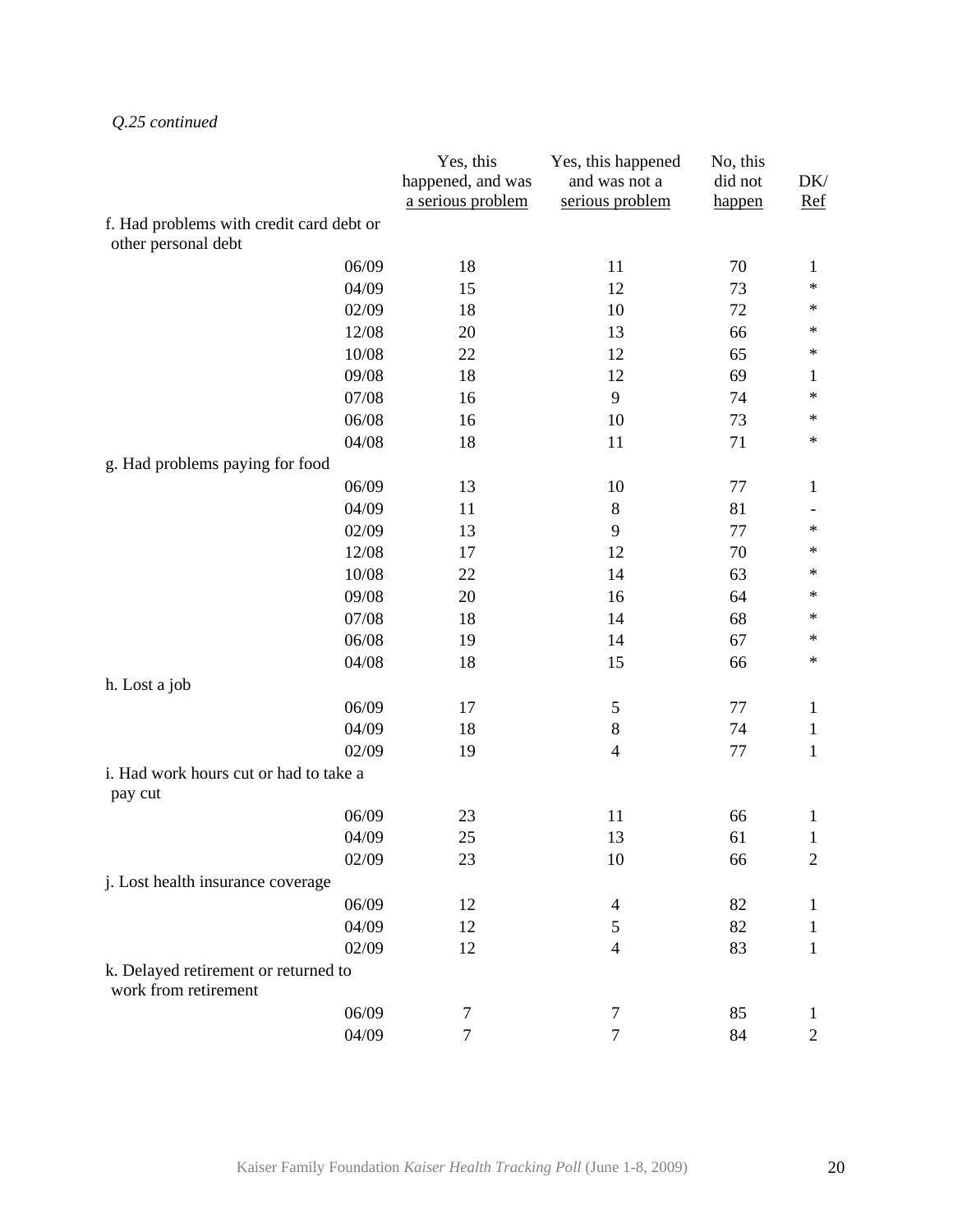*Q.25 continued*

| | Yes, this happened, and was a serious problem | Yes, this happened and was not a serious problem | No, this did not happen | DK/ Ref |
|---|---|---|---|---|
| **f. Had problems with credit card debt or other personal debt** | | | | |
| 06/09 | 18 | 11 | 70 | 1 |
| 04/09 | 15 | 12 | 73 | * |
| 02/09 | 18 | 10 | 72 | * |
| 12/08 | 20 | 13 | 66 | * |
| 10/08 | 22 | 12 | 65 | * |
| 09/08 | 18 | 12 | 69 | 1 |
| 07/08 | 16 | 9 | 74 | * |
| 06/08 | 16 | 10 | 73 | * |
| 04/08 | 18 | 11 | 71 | * |
| **g. Had problems paying for food** | | | | |
| 06/09 | 13 | 10 | 77 | 1 |
| 04/09 | 11 | 8 | 81 | - |
| 02/09 | 13 | 9 | 77 | * |
| 12/08 | 17 | 12 | 70 | * |
| 10/08 | 22 | 14 | 63 | * |
| 09/08 | 20 | 16 | 64 | * |
| 07/08 | 18 | 14 | 68 | * |
| 06/08 | 19 | 14 | 67 | * |
| 04/08 | 18 | 15 | 66 | * |
| **h. Lost a job** | | | | |
| 06/09 | 17 | 5 | 77 | 1 |
| 04/09 | 18 | 8 | 74 | 1 |
| 02/09 | 19 | 4 | 77 | 1 |
| **i. Had work hours cut or had to take a pay cut** | | | | |
| 06/09 | 23 | 11 | 66 | 1 |
| 04/09 | 25 | 13 | 61 | 1 |
| 02/09 | 23 | 10 | 66 | 2 |
| **j. Lost health insurance coverage** | | | | |
| 06/09 | 12 | 4 | 82 | 1 |
| 04/09 | 12 | 5 | 82 | 1 |
| 02/09 | 12 | 4 | 83 | 1 |
| **k. Delayed retirement or returned to work from retirement** | | | | |
| 06/09 | 7 | 7 | 85 | 1 |
| 04/09 | 7 | 7 | 84 | 2 |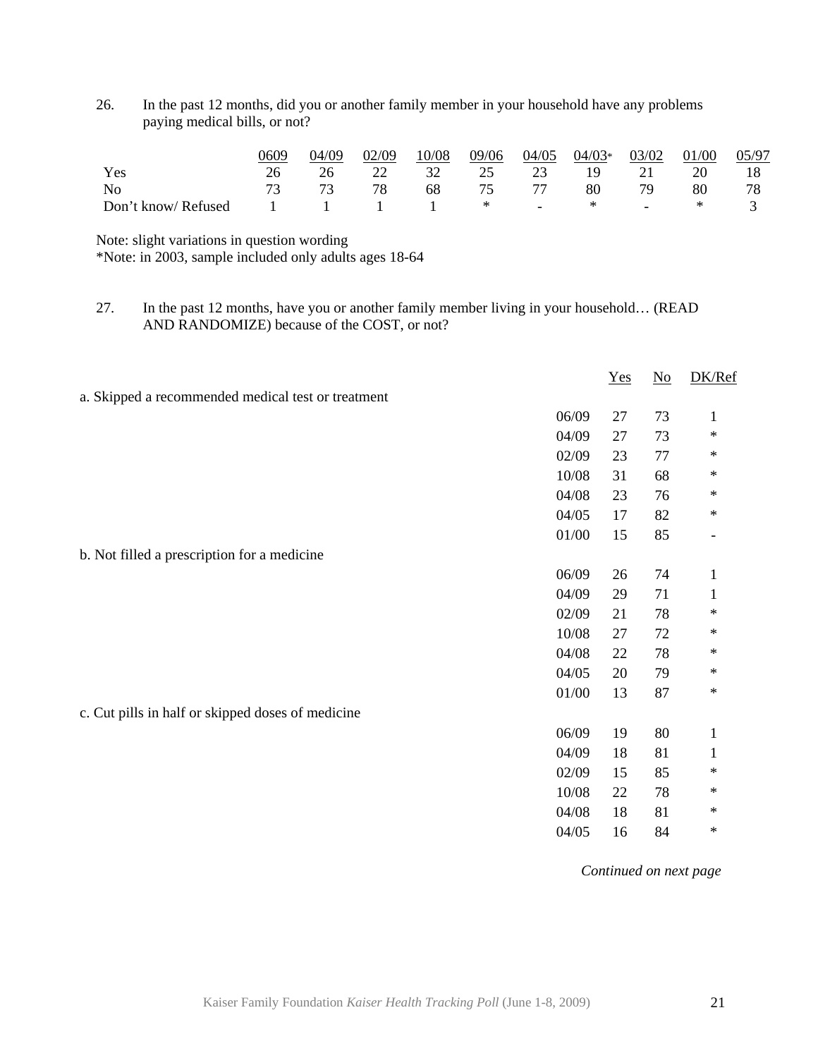26. In the past 12 months, did you or another family member in your household have any problems paying medical bills, or not?

| | 0609 | 04/09 | 02/09 | 10/08 | 09/06 | 04/05 | 04/03* | 03/02 | 01/00 | 05/97 |
|---|---|---|---|---|---|---|---|---|---|---|
| Yes | 26 | 26 | 22 | 32 | 25 | 23 | 19 | 21 | 20 | 18 |
| No | 73 | 73 | 78 | 68 | 75 | 77 | 80 | 79 | 80 | 78 |
| Don't know/ Refused | 1 | 1 | 1 | 1 | * | - | * | - | * | 3 |

Note: slight variations in question wording
*Note: in 2003, sample included only adults ages 18-64

27. In the past 12 months, have you or another family member living in your household… (READ AND RANDOMIZE) because of the COST, or not?

| | | Yes | No | DK/Ref |
|---|---|---|---|---|
| a. Skipped a recommended medical test or treatment | | | | |
| | 06/09 | 27 | 73 | 1 |
| | 04/09 | 27 | 73 | * |
| | 02/09 | 23 | 77 | * |
| | 10/08 | 31 | 68 | * |
| | 04/08 | 23 | 76 | * |
| | 04/05 | 17 | 82 | * |
| | 01/00 | 15 | 85 | - |
| b. Not filled a prescription for a medicine | | | | |
| | 06/09 | 26 | 74 | 1 |
| | 04/09 | 29 | 71 | 1 |
| | 02/09 | 21 | 78 | * |
| | 10/08 | 27 | 72 | * |
| | 04/08 | 22 | 78 | * |
| | 04/05 | 20 | 79 | * |
| | 01/00 | 13 | 87 | * |
| c. Cut pills in half or skipped doses of medicine | | | | |
| | 06/09 | 19 | 80 | 1 |
| | 04/09 | 18 | 81 | 1 |
| | 02/09 | 15 | 85 | * |
| | 10/08 | 22 | 78 | * |
| | 04/08 | 18 | 81 | * |
| | 04/05 | 16 | 84 | * |

*Continued on next page*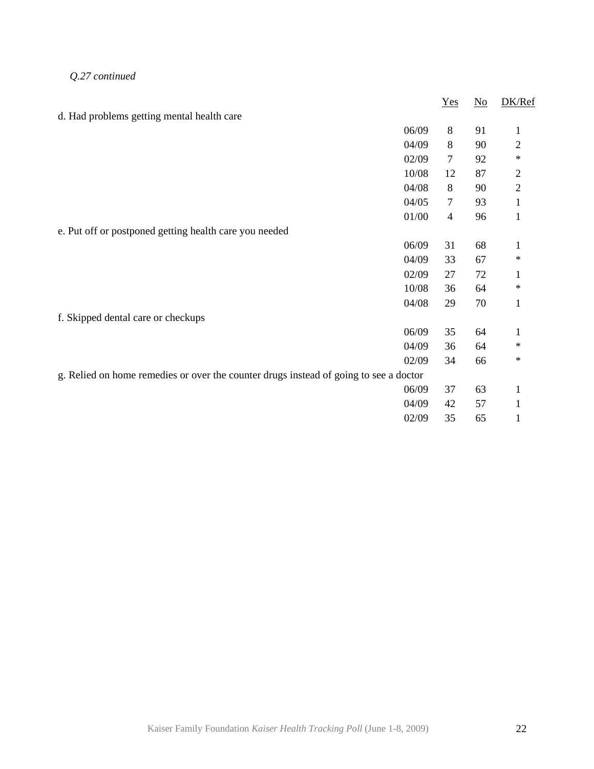*Q.27 continued*

| | | Yes | No | DK/Ref |
|---|---|---|---|---|
| d. Had problems getting mental health care | | | | |
| | 06/09 | 8 | 91 | 1 |
| | 04/09 | 8 | 90 | 2 |
| | 02/09 | 7 | 92 | * |
| | 10/08 | 12 | 87 | 2 |
| | 04/08 | 8 | 90 | 2 |
| | 04/05 | 7 | 93 | 1 |
| | 01/00 | 4 | 96 | 1 |
| e. Put off or postponed getting health care you needed | | | | |
| | 06/09 | 31 | 68 | 1 |
| | 04/09 | 33 | 67 | * |
| | 02/09 | 27 | 72 | 1 |
| | 10/08 | 36 | 64 | * |
| | 04/08 | 29 | 70 | 1 |
| f. Skipped dental care or checkups | | | | |
| | 06/09 | 35 | 64 | 1 |
| | 04/09 | 36 | 64 | * |
| | 02/09 | 34 | 66 | * |
| g. Relied on home remedies or over the counter drugs instead of going to see a doctor | | | | |
| | 06/09 | 37 | 63 | 1 |
| | 04/09 | 42 | 57 | 1 |
| | 02/09 | 35 | 65 | 1 |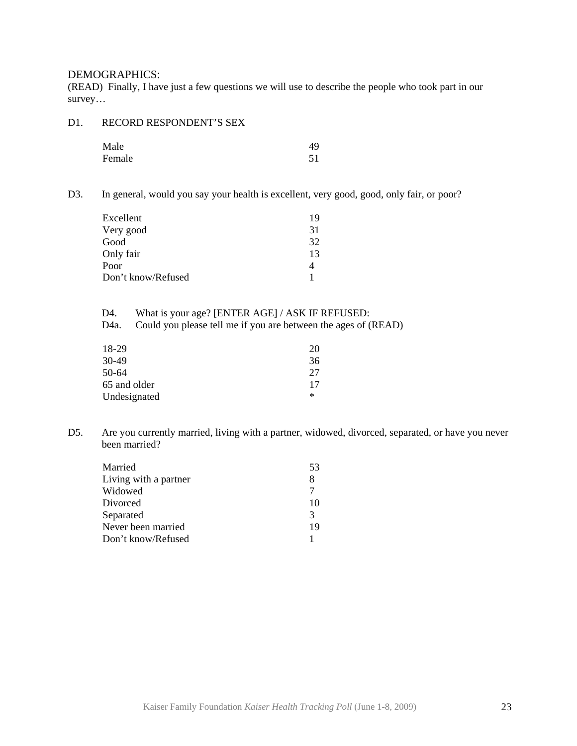DEMOGRAPHICS:
(READ) Finally, I have just a few questions we will use to describe the people who took part in our survey…

D1. RECORD RESPONDENT'S SEX

| | |
|---|---|
| Male | 49 |
| Female | 51 |

D3. In general, would you say your health is excellent, very good, good, only fair, or poor?

| | |
|---|---|
| Excellent | 19 |
| Very good | 31 |
| Good | 32 |
| Only fair | 13 |
| Poor | 4 |
| Don't know/Refused | 1 |

D4. What is your age? [ENTER AGE] / ASK IF REFUSED:
D4a. Could you please tell me if you are between the ages of (READ)

| | |
|---|---|
| 18-29 | 20 |
| 30-49 | 36 |
| 50-64 | 27 |
| 65 and older | 17 |
| Undesignated | * |

D5. Are you currently married, living with a partner, widowed, divorced, separated, or have you never been married?

| | |
|---|---|
| Married | 53 |
| Living with a partner | 8 |
| Widowed | 7 |
| Divorced | 10 |
| Separated | 3 |
| Never been married | 19 |
| Don't know/Refused | 1 |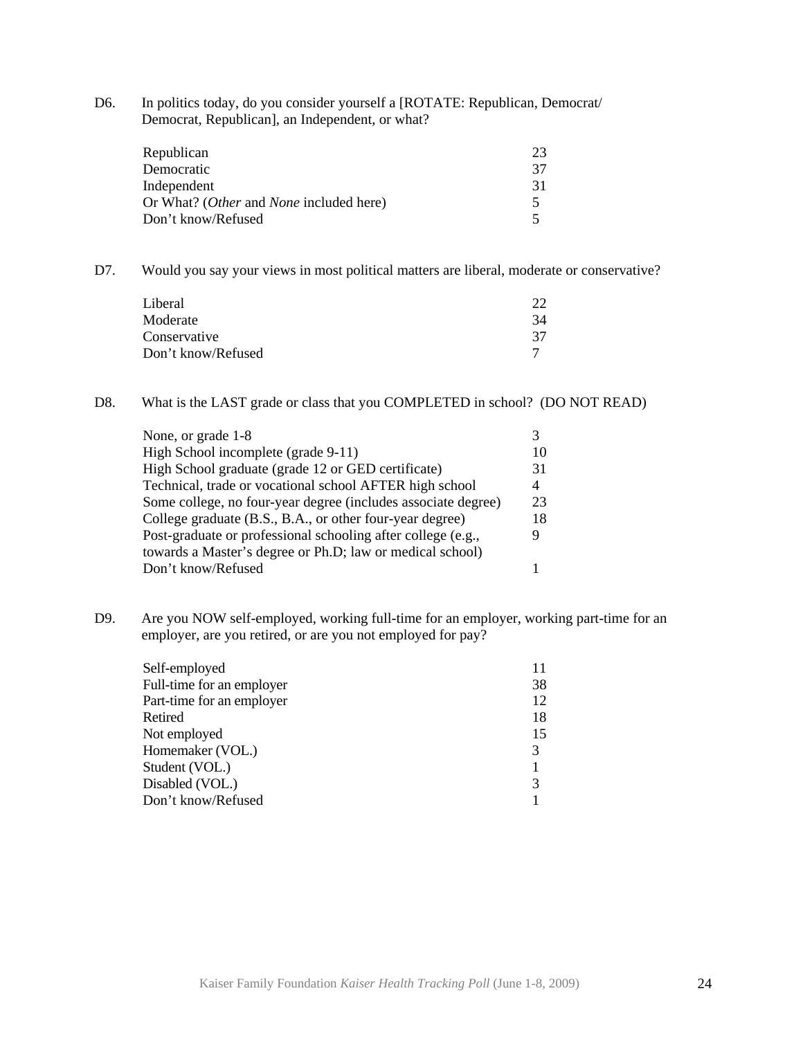D6. In politics today, do you consider yourself a [ROTATE: Republican, Democrat/ Democrat, Republican], an Independent, or what?

| | |
|---|---|
| Republican | 23 |
| Democratic | 37 |
| Independent | 31 |
| Or What? (*Other* and *None* included here) | 5 |
| Don't know/Refused | 5 |

D7. Would you say your views in most political matters are liberal, moderate or conservative?

| | |
|---|---|
| Liberal | 22 |
| Moderate | 34 |
| Conservative | 37 |
| Don't know/Refused | 7 |

D8. What is the LAST grade or class that you COMPLETED in school? (DO NOT READ)

| | |
|---|---|
| None, or grade 1-8 | 3 |
| High School incomplete (grade 9-11) | 10 |
| High School graduate (grade 12 or GED certificate) | 31 |
| Technical, trade or vocational school AFTER high school | 4 |
| Some college, no four-year degree (includes associate degree) | 23 |
| College graduate (B.S., B.A., or other four-year degree) | 18 |
| Post-graduate or professional schooling after college (e.g., towards a Master's degree or Ph.D; law or medical school) | 9 |
| Don't know/Refused | 1 |

D9. Are you NOW self-employed, working full-time for an employer, working part-time for an employer, are you retired, or are you not employed for pay?

| | |
|---|---|
| Self-employed | 11 |
| Full-time for an employer | 38 |
| Part-time for an employer | 12 |
| Retired | 18 |
| Not employed | 15 |
| Homemaker (VOL.) | 3 |
| Student (VOL.) | 1 |
| Disabled (VOL.) | 3 |
| Don't know/Refused | 1 |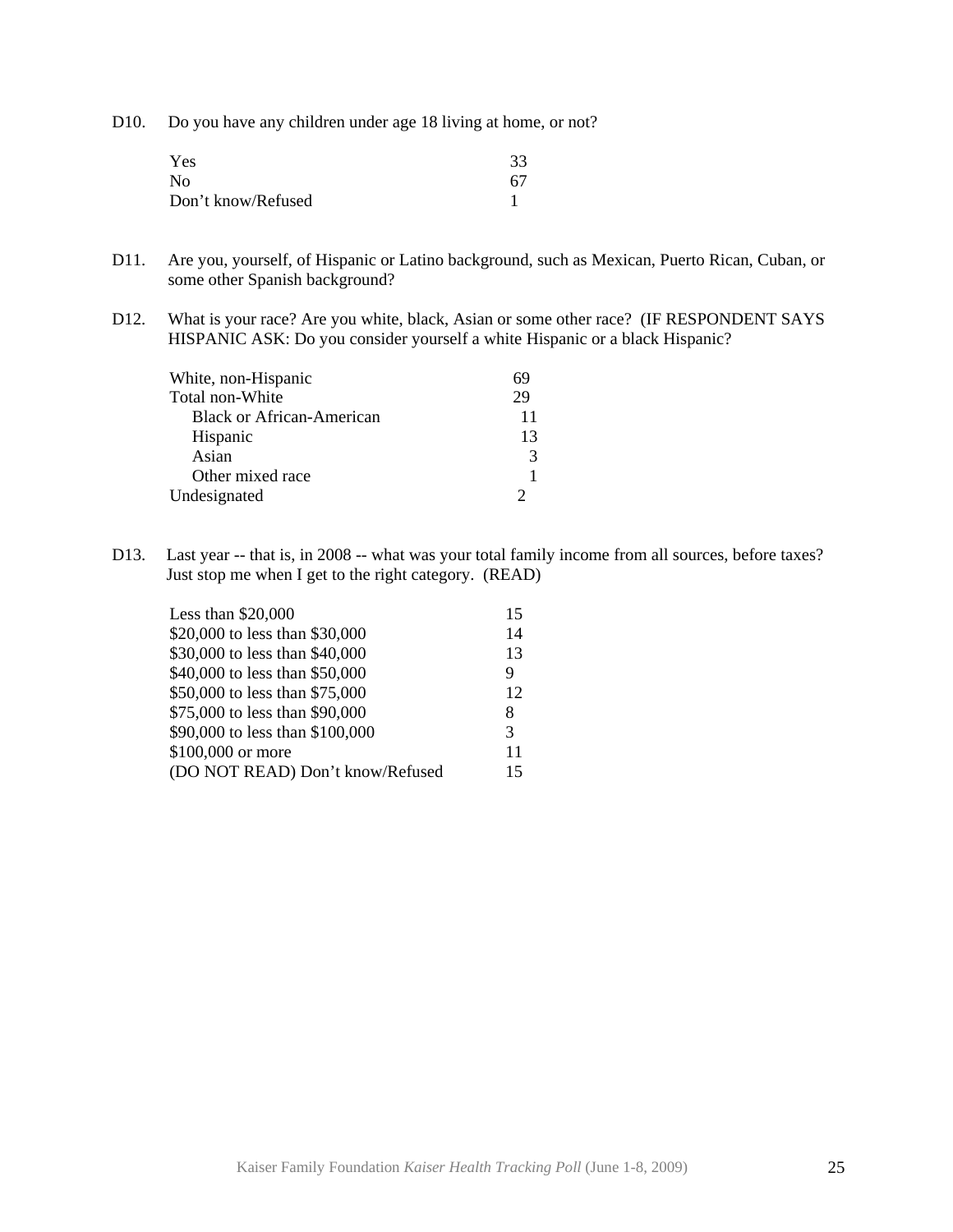D10. Do you have any children under age 18 living at home, or not?

| | |
|---|---|
| Yes | 33 |
| No | 67 |
| Don't know/Refused | 1 |

D11. Are you, yourself, of Hispanic or Latino background, such as Mexican, Puerto Rican, Cuban, or some other Spanish background?

D12. What is your race? Are you white, black, Asian or some other race? (IF RESPONDENT SAYS HISPANIC ASK: Do you consider yourself a white Hispanic or a black Hispanic?

| | |
|---|---|
| White, non-Hispanic | 69 |
| Total non-White | 29 |
| Black or African-American | 11 |
| Hispanic | 13 |
| Asian | 3 |
| Other mixed race | 1 |
| Undesignated | 2 |

D13. Last year -- that is, in 2008 -- what was your total family income from all sources, before taxes? Just stop me when I get to the right category. (READ)

| | |
|---|---|
| Less than $20,000 | 15 |
| $20,000 to less than $30,000 | 14 |
| $30,000 to less than $40,000 | 13 |
| $40,000 to less than $50,000 | 9 |
| $50,000 to less than $75,000 | 12 |
| $75,000 to less than $90,000 | 8 |
| $90,000 to less than $100,000 | 3 |
| $100,000 or more | 11 |
| (DO NOT READ) Don't know/Refused | 15 |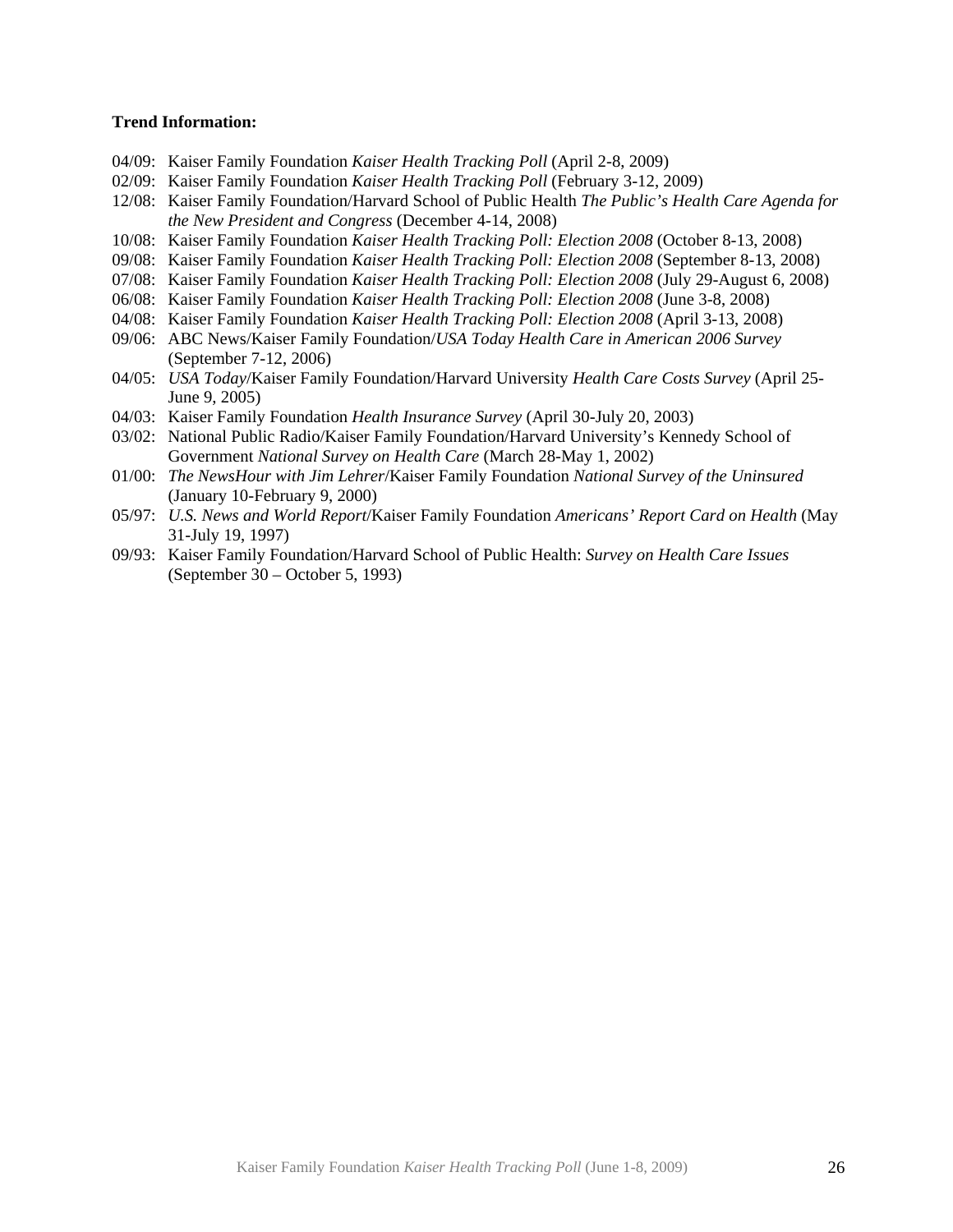**Trend Information:**

04/09: Kaiser Family Foundation *Kaiser Health Tracking Poll* (April 2-8, 2009)
02/09: Kaiser Family Foundation *Kaiser Health Tracking Poll* (February 3-12, 2009)
12/08: Kaiser Family Foundation/Harvard School of Public Health *The Public's Health Care Agenda for the New President and Congress* (December 4-14, 2008)
10/08: Kaiser Family Foundation *Kaiser Health Tracking Poll: Election 2008* (October 8-13, 2008)
09/08: Kaiser Family Foundation *Kaiser Health Tracking Poll: Election 2008* (September 8-13, 2008)
07/08: Kaiser Family Foundation *Kaiser Health Tracking Poll: Election 2008* (July 29-August 6, 2008)
06/08: Kaiser Family Foundation *Kaiser Health Tracking Poll: Election 2008* (June 3-8, 2008)
04/08: Kaiser Family Foundation *Kaiser Health Tracking Poll: Election 2008* (April 3-13, 2008)
09/06: ABC News/Kaiser Family Foundation/*USA Today Health Care in American 2006 Survey* (September 7-12, 2006)
04/05: *USA Today*/Kaiser Family Foundation/Harvard University *Health Care Costs Survey* (April 25-June 9, 2005)
04/03: Kaiser Family Foundation *Health Insurance Survey* (April 30-July 20, 2003)
03/02: National Public Radio/Kaiser Family Foundation/Harvard University's Kennedy School of Government *National Survey on Health Care* (March 28-May 1, 2002)
01/00: *The NewsHour with Jim Lehrer*/Kaiser Family Foundation *National Survey of the Uninsured* (January 10-February 9, 2000)
05/97: *U.S. News and World Report*/Kaiser Family Foundation *Americans' Report Card on Health* (May 31-July 19, 1997)
09/93: Kaiser Family Foundation/Harvard School of Public Health: *Survey on Health Care Issues* (September 30 – October 5, 1993)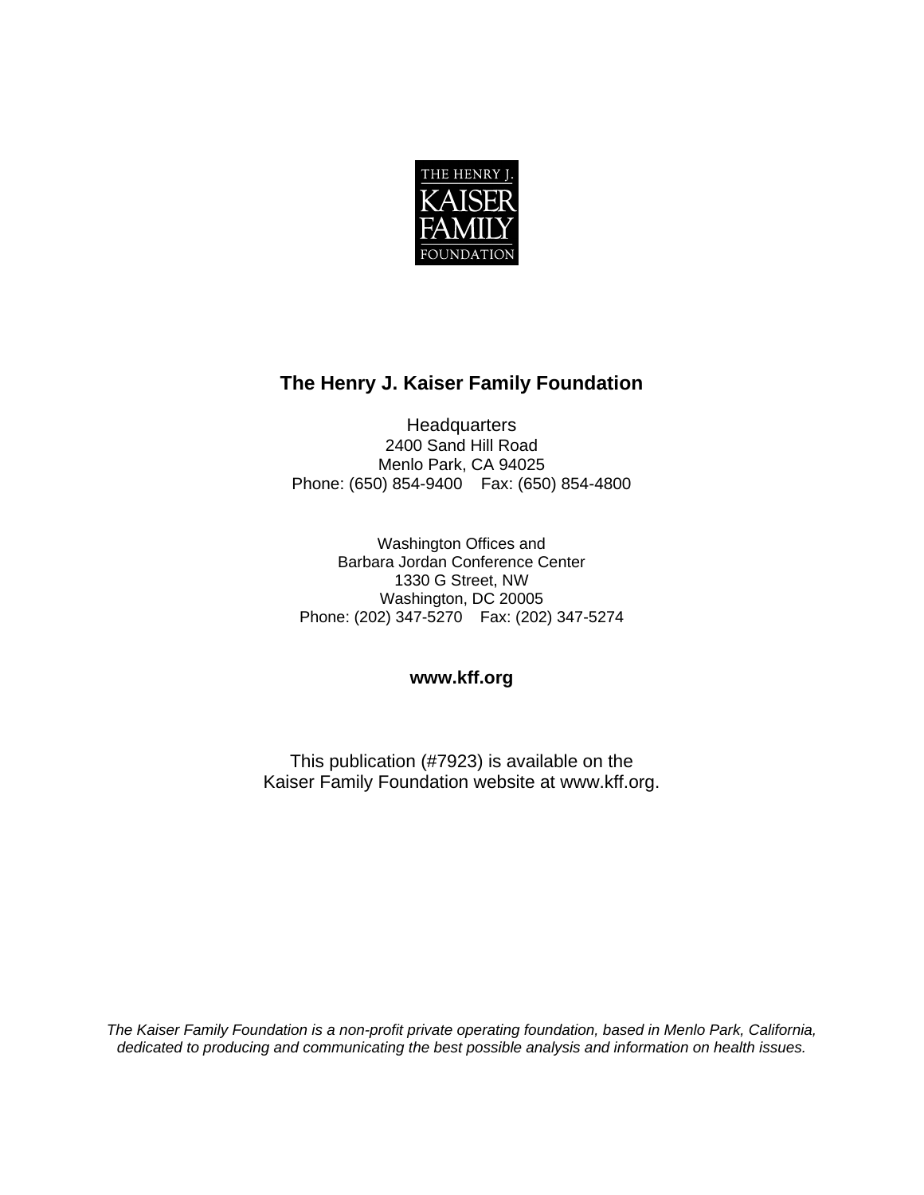THE HENRY J.
KAISER
FAMILY
FOUNDATION

**The Henry J. Kaiser Family Foundation**

Headquarters
2400 Sand Hill Road
Menlo Park, CA 94025
Phone: (650) 854-9400    Fax: (650) 854-4800

Washington Offices and
Barbara Jordan Conference Center
1330 G Street, NW
Washington, DC 20005
Phone: (202) 347-5270    Fax: (202) 347-5274

**www.kff.org**

This publication (#7923) is available on the
Kaiser Family Foundation website at www.kff.org.

*The Kaiser Family Foundation is a non-profit private operating foundation, based in Menlo Park, California, dedicated to producing and communicating the best possible analysis and information on health issues.*